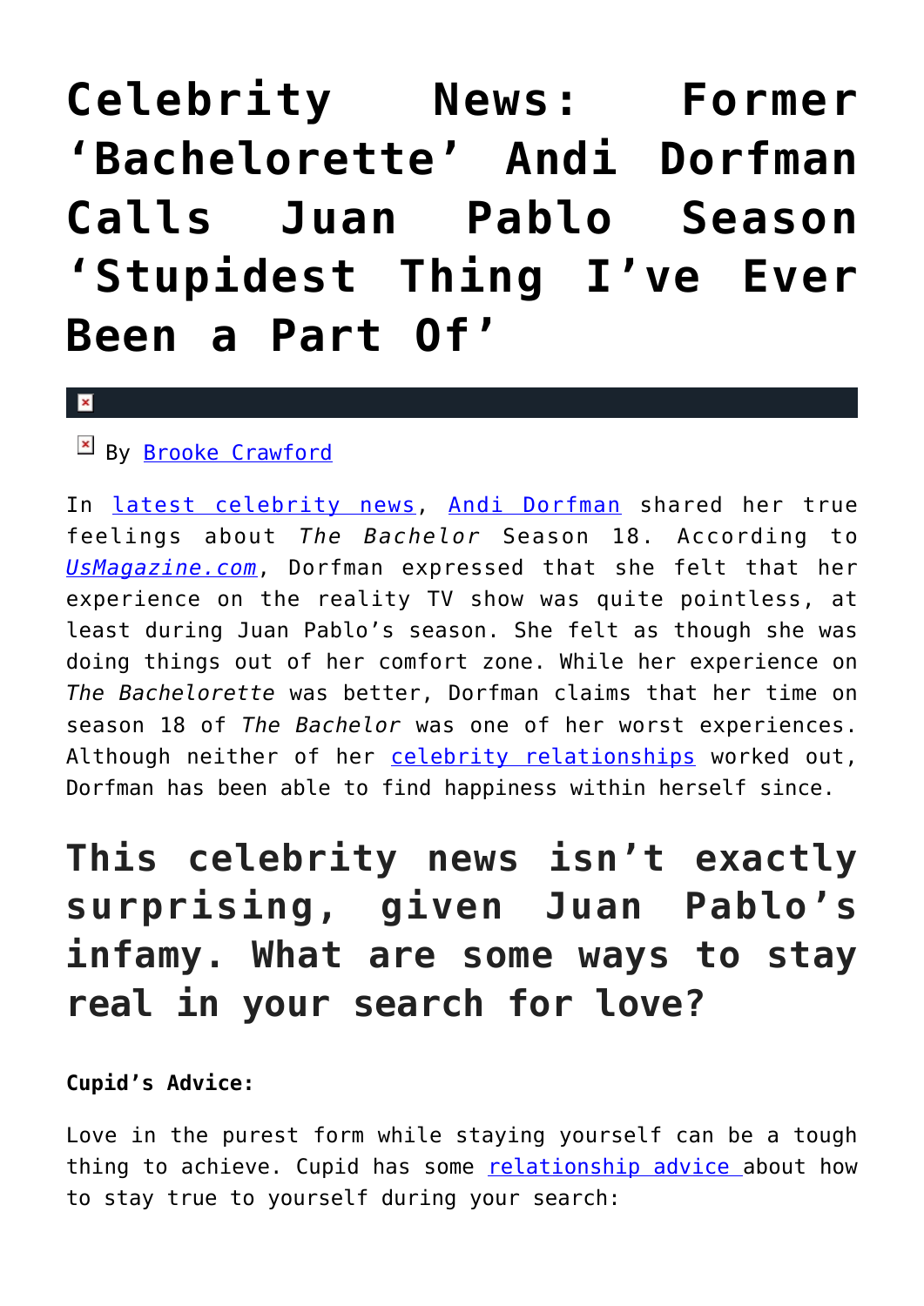# Celebrity News: Former 'Bachelorette' Andi Dorfman Calls Juan Pablo Season 'Stupidest Thing I've Ever Been a Part Of'

By Brooke Crawford

In latest celebrity news, Andi Dorfman shared her true feelings about *The Bachelor* Season 18. According to *UsMagazine.com*, Dorfman expressed that she felt that her experience on the reality TV show was quite pointless, at least during Juan Pablo's season. She felt as though she was doing things out of her comfort zone. While her experience on *The Bachelorette* was better, Dorfman claims that her time on season 18 of *The Bachelor* was one of her worst experiences. Although neither of her celebrity relationships worked out, Dorfman has been able to find happiness within herself since.

## This celebrity news isn't exactly surprising, given Juan Pablo's infamy. What are some ways to stay real in your search for love?

**Cupid's Advice:**

Love in the purest form while staying yourself can be a tough thing to achieve. Cupid has some relationship advice about how to stay true to yourself during your search: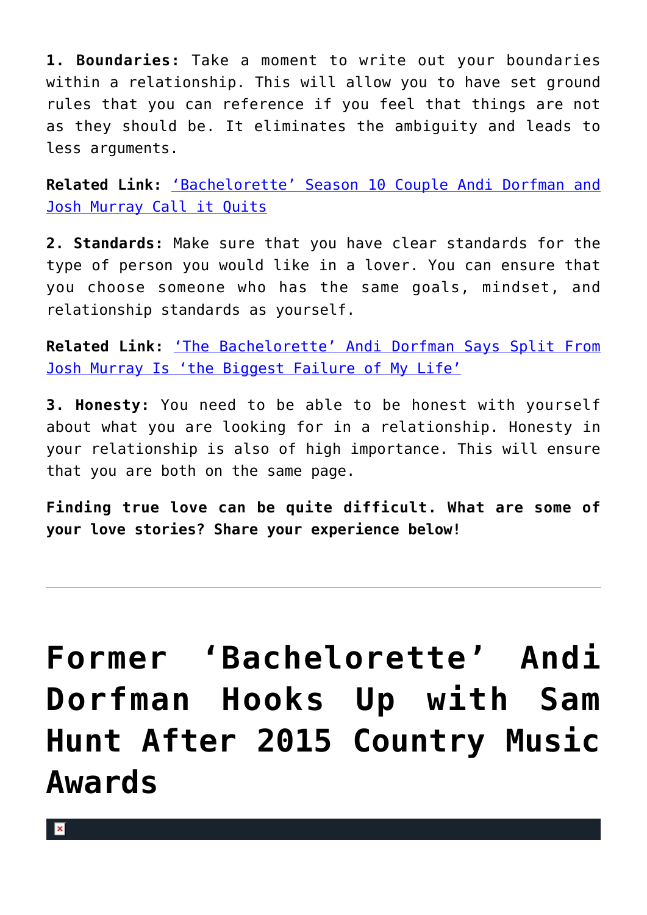**1. Boundaries:** Take a moment to write out your boundaries within a relationship. This will allow you to have set ground rules that you can reference if you feel that things are not as they should be. It eliminates the ambiguity and leads to less arguments.

**Related Link:** [‘Bachelorette’ Season 10 Couple Andi Dorfman and Josh Murray Call it Quits]()

**2. Standards:** Make sure that you have clear standards for the type of person you would like in a lover. You can ensure that you choose someone who has the same goals, mindset, and relationship standards as yourself.

**Related Link:** [‘The Bachelorette’ Andi Dorfman Says Split From Josh Murray Is ‘the Biggest Failure of My Life’]()

**3. Honesty:** You need to be able to be honest with yourself about what you are looking for in a relationship. Honesty in your relationship is also of high importance. This will ensure that you are both on the same page.

**Finding true love can be quite difficult. What are some of your love stories? Share your experience below!**

---

# Former ‘Bachelorette’ Andi Dorfman Hooks Up with Sam Hunt After 2015 Country Music Awards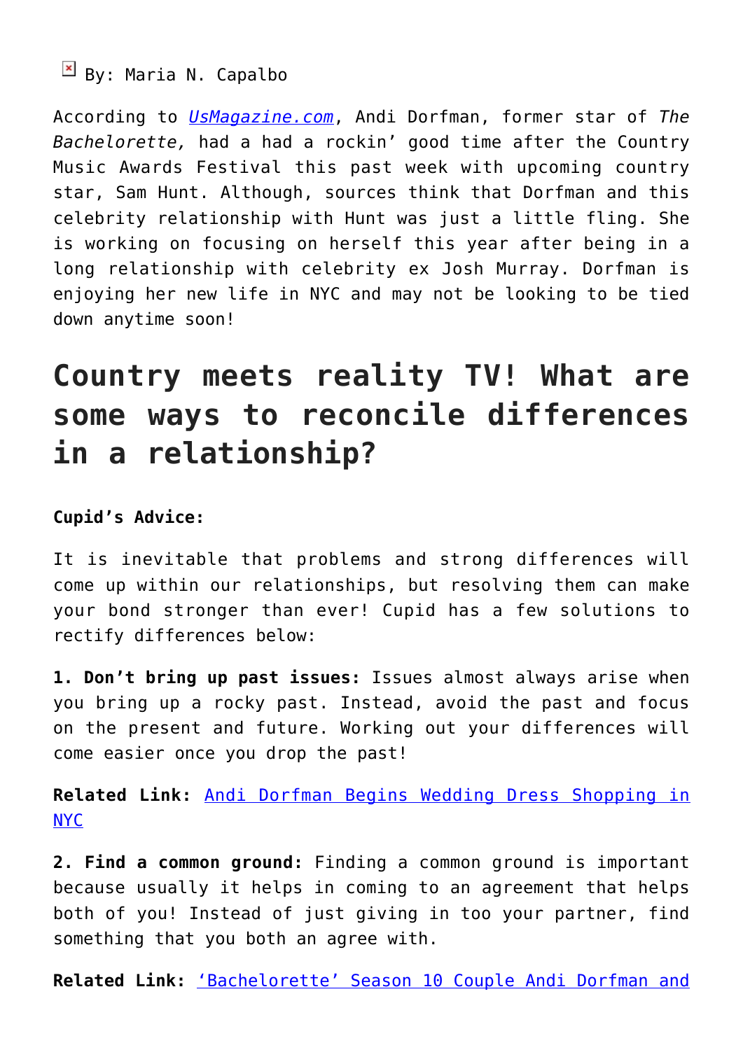By: Maria N. Capalbo

According to [UsMagazine.com](), Andi Dorfman, former star of *The Bachelorette,* had a had a rockin' good time after the Country Music Awards Festival this past week with upcoming country star, Sam Hunt. Although, sources think that Dorfman and this celebrity relationship with Hunt was just a little fling. She is working on focusing on herself this year after being in a long relationship with celebrity ex Josh Murray. Dorfman is enjoying her new life in NYC and may not be looking to be tied down anytime soon!

# Country meets reality TV! What are some ways to reconcile differences in a relationship?

**Cupid's Advice:**

It is inevitable that problems and strong differences will come up within our relationships, but resolving them can make your bond stronger than ever! Cupid has a few solutions to rectify differences below:

**1. Don't bring up past issues:** Issues almost always arise when you bring up a rocky past. Instead, avoid the past and focus on the present and future. Working out your differences will come easier once you drop the past!

**Related Link:** [Andi Dorfman Begins Wedding Dress Shopping in NYC]()

**2. Find a common ground:** Finding a common ground is important because usually it helps in coming to an agreement that helps both of you! Instead of just giving in too your partner, find something that you both an agree with.

**Related Link:** ['Bachelorette' Season 10 Couple Andi Dorfman and]()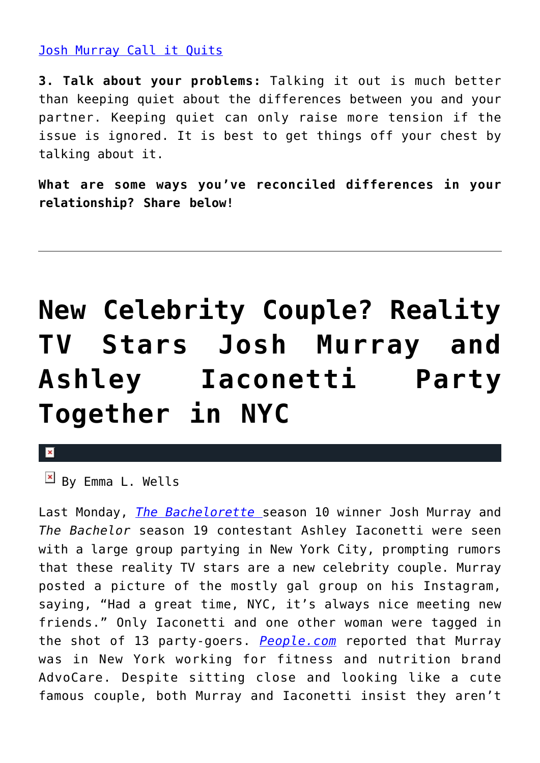Josh Murray Call it Quits

**3. Talk about your problems:** Talking it out is much better than keeping quiet about the differences between you and your partner. Keeping quiet can only raise more tension if the issue is ignored. It is best to get things off your chest by talking about it.

**What are some ways you've reconciled differences in your relationship? Share below!**

---

# New Celebrity Couple? Reality TV Stars Josh Murray and Ashley Iaconetti Party Together in NYC

By Emma L. Wells

Last Monday, *The Bachelorette* season 10 winner Josh Murray and *The Bachelor* season 19 contestant Ashley Iaconetti were seen with a large group partying in New York City, prompting rumors that these reality TV stars are a new celebrity couple. Murray posted a picture of the mostly gal group on his Instagram, saying, "Had a great time, NYC, it's always nice meeting new friends." Only Iaconetti and one other woman were tagged in the shot of 13 party-goers. *People.com* reported that Murray was in New York working for fitness and nutrition brand AdvoCare. Despite sitting close and looking like a cute famous couple, both Murray and Iaconetti insist they aren't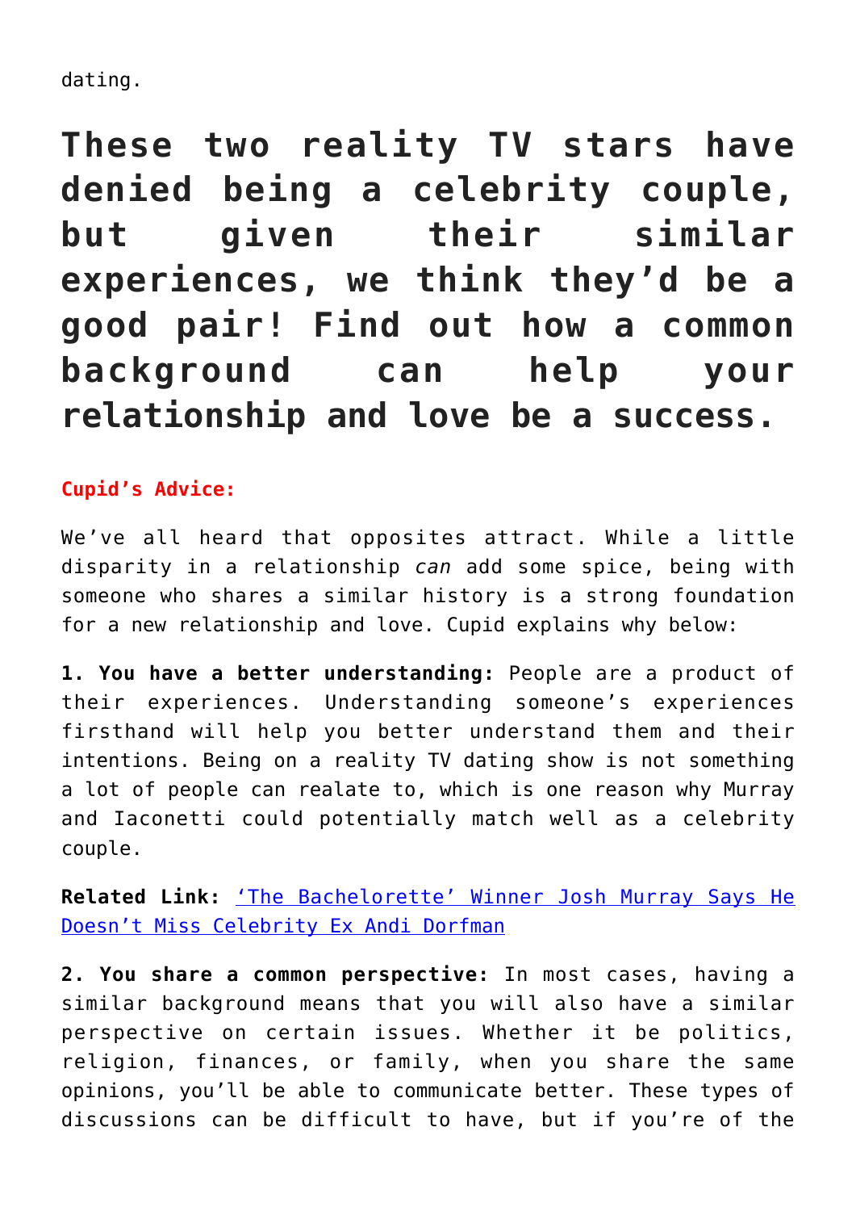dating.

## These two reality TV stars have denied being a celebrity couple, but given their similar experiences, we think they'd be a good pair! Find out how a common background can help your relationship and love be a success.

**Cupid's Advice:**

We've all heard that opposites attract. While a little disparity in a relationship *can* add some spice, being with someone who shares a similar history is a strong foundation for a new relationship and love. Cupid explains why below:

**1. You have a better understanding:** People are a product of their experiences. Understanding someone's experiences firsthand will help you better understand them and their intentions. Being on a reality TV dating show is not something a lot of people can realate to, which is one reason why Murray and Iaconetti could potentially match well as a celebrity couple.

**Related Link:** 'The Bachelorette' Winner Josh Murray Says He Doesn't Miss Celebrity Ex Andi Dorfman

**2. You share a common perspective:** In most cases, having a similar background means that you will also have a similar perspective on certain issues. Whether it be politics, religion, finances, or family, when you share the same opinions, you'll be able to communicate better. These types of discussions can be difficult to have, but if you're of the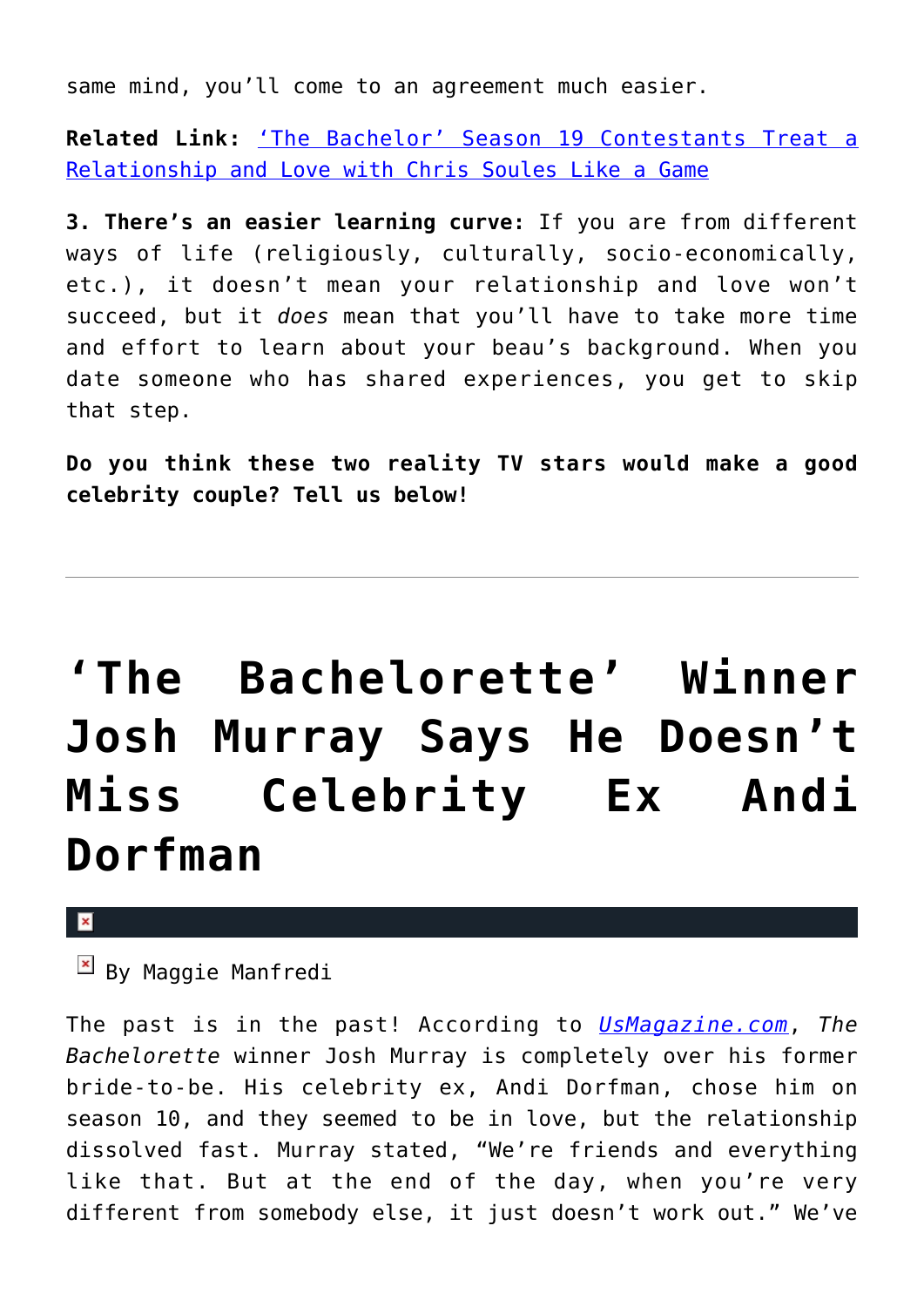same mind, you'll come to an agreement much easier.

**Related Link:** ['The Bachelor' Season 19 Contestants Treat a Relationship and Love with Chris Soules Like a Game]()

**3. There's an easier learning curve:** If you are from different ways of life (religiously, culturally, socio-economically, etc.), it doesn't mean your relationship and love won't succeed, but it *does* mean that you'll have to take more time and effort to learn about your beau's background. When you date someone who has shared experiences, you get to skip that step.

**Do you think these two reality TV stars would make a good celebrity couple? Tell us below!**

---

# 'The Bachelorette' Winner Josh Murray Says He Doesn't Miss Celebrity Ex Andi Dorfman

By Maggie Manfredi

The past is in the past! According to *[UsMagazine.com]()*, *The Bachelorette* winner Josh Murray is completely over his former bride-to-be. His celebrity ex, Andi Dorfman, chose him on season 10, and they seemed to be in love, but the relationship dissolved fast. Murray stated, "We're friends and everything like that. But at the end of the day, when you're very different from somebody else, it just doesn't work out." We've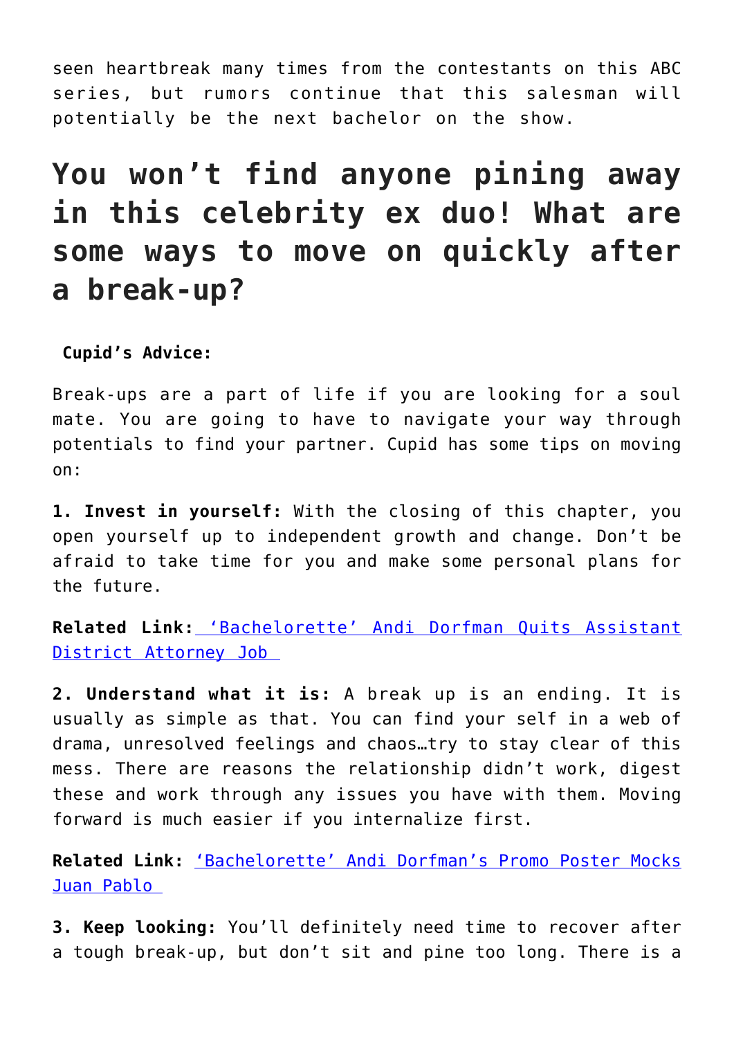seen heartbreak many times from the contestants on this ABC series, but rumors continue that this salesman will potentially be the next bachelor on the show.

# You won't find anyone pining away in this celebrity ex duo! What are some ways to move on quickly after a break-up?

**Cupid's Advice:**

Break-ups are a part of life if you are looking for a soul mate. You are going to have to navigate your way through potentials to find your partner. Cupid has some tips on moving on:

**1. Invest in yourself:** With the closing of this chapter, you open yourself up to independent growth and change. Don't be afraid to take time for you and make some personal plans for the future.

**Related Link:** 'Bachelorette' Andi Dorfman Quits Assistant District Attorney Job

**2. Understand what it is:** A break up is an ending. It is usually as simple as that. You can find your self in a web of drama, unresolved feelings and chaos…try to stay clear of this mess. There are reasons the relationship didn't work, digest these and work through any issues you have with them. Moving forward is much easier if you internalize first.

**Related Link:** 'Bachelorette' Andi Dorfman's Promo Poster Mocks Juan Pablo

**3. Keep looking:** You'll definitely need time to recover after a tough break-up, but don't sit and pine too long. There is a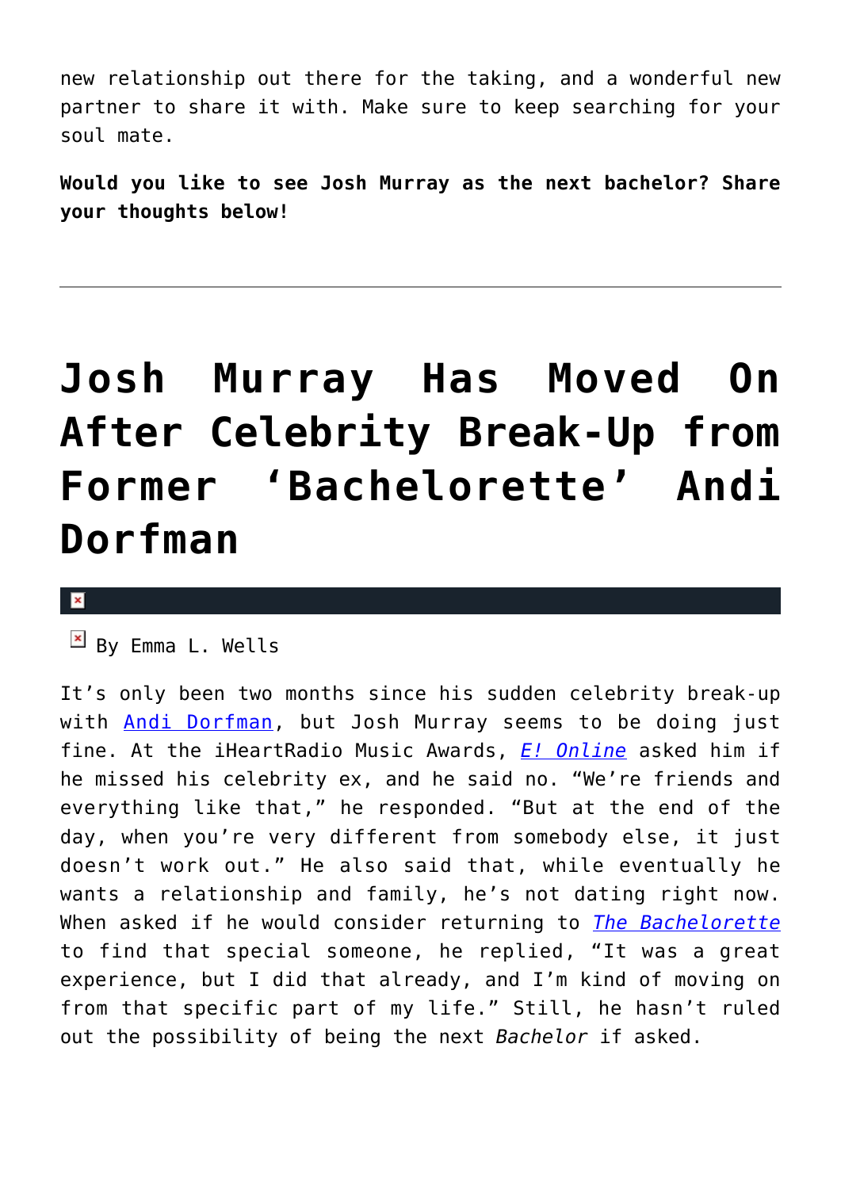new relationship out there for the taking, and a wonderful new partner to share it with. Make sure to keep searching for your soul mate.

**Would you like to see Josh Murray as the next bachelor? Share your thoughts below!**

---

# Josh Murray Has Moved On After Celebrity Break-Up from Former 'Bachelorette' Andi Dorfman

By Emma L. Wells

It's only been two months since his sudden celebrity break-up with Andi Dorfman, but Josh Murray seems to be doing just fine. At the iHeartRadio Music Awards, *E! Online* asked him if he missed his celebrity ex, and he said no. "We're friends and everything like that," he responded. "But at the end of the day, when you're very different from somebody else, it just doesn't work out." He also said that, while eventually he wants a relationship and family, he's not dating right now. When asked if he would consider returning to *The Bachelorette* to find that special someone, he replied, "It was a great experience, but I did that already, and I'm kind of moving on from that specific part of my life." Still, he hasn't ruled out the possibility of being the next *Bachelor* if asked.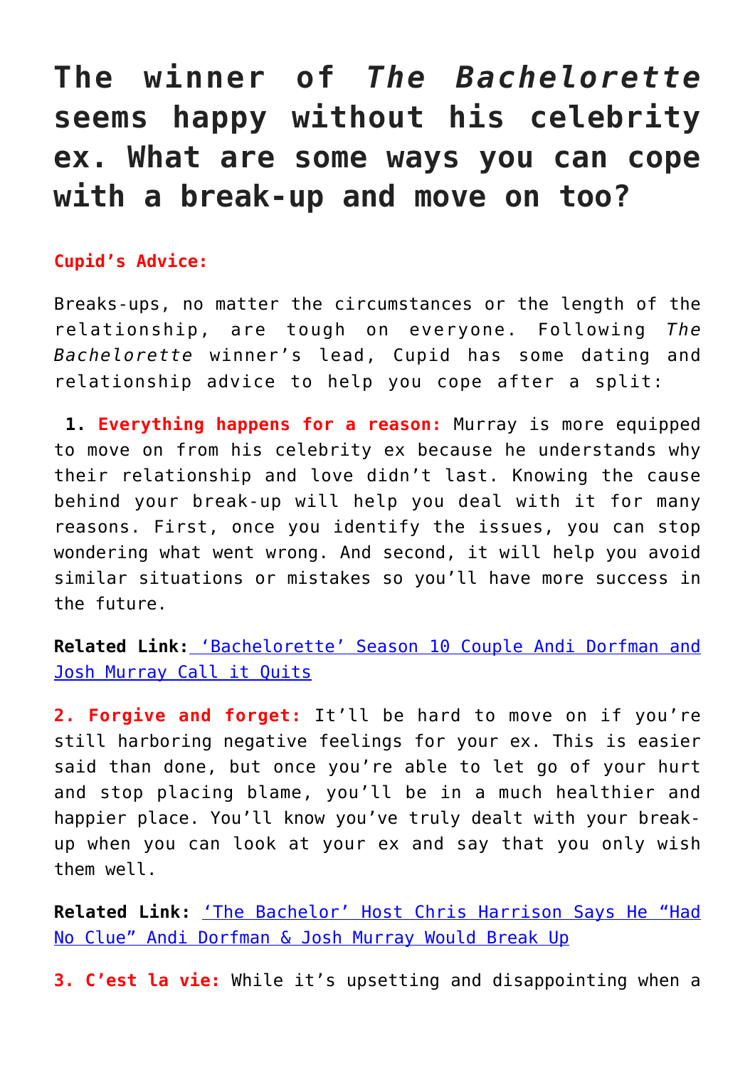# The winner of *The Bachelorette* seems happy without his celebrity ex. What are some ways you can cope with a break-up and move on too?

**Cupid's Advice:**

Breaks-ups, no matter the circumstances or the length of the relationship, are tough on everyone. Following *The Bachelorette* winner's lead, Cupid has some dating and relationship advice to help you cope after a split:

**1. Everything happens for a reason:** Murray is more equipped to move on from his celebrity ex because he understands why their relationship and love didn't last. Knowing the cause behind your break-up will help you deal with it for many reasons. First, once you identify the issues, you can stop wondering what went wrong. And second, it will help you avoid similar situations or mistakes so you'll have more success in the future.

**Related Link:** 'Bachelorette' Season 10 Couple Andi Dorfman and Josh Murray Call it Quits

**2. Forgive and forget:** It'll be hard to move on if you're still harboring negative feelings for your ex. This is easier said than done, but once you're able to let go of your hurt and stop placing blame, you'll be in a much healthier and happier place. You'll know you've truly dealt with your break-up when you can look at your ex and say that you only wish them well.

**Related Link:** 'The Bachelor' Host Chris Harrison Says He "Had No Clue" Andi Dorfman & Josh Murray Would Break Up

**3. C'est la vie:** While it's upsetting and disappointing when a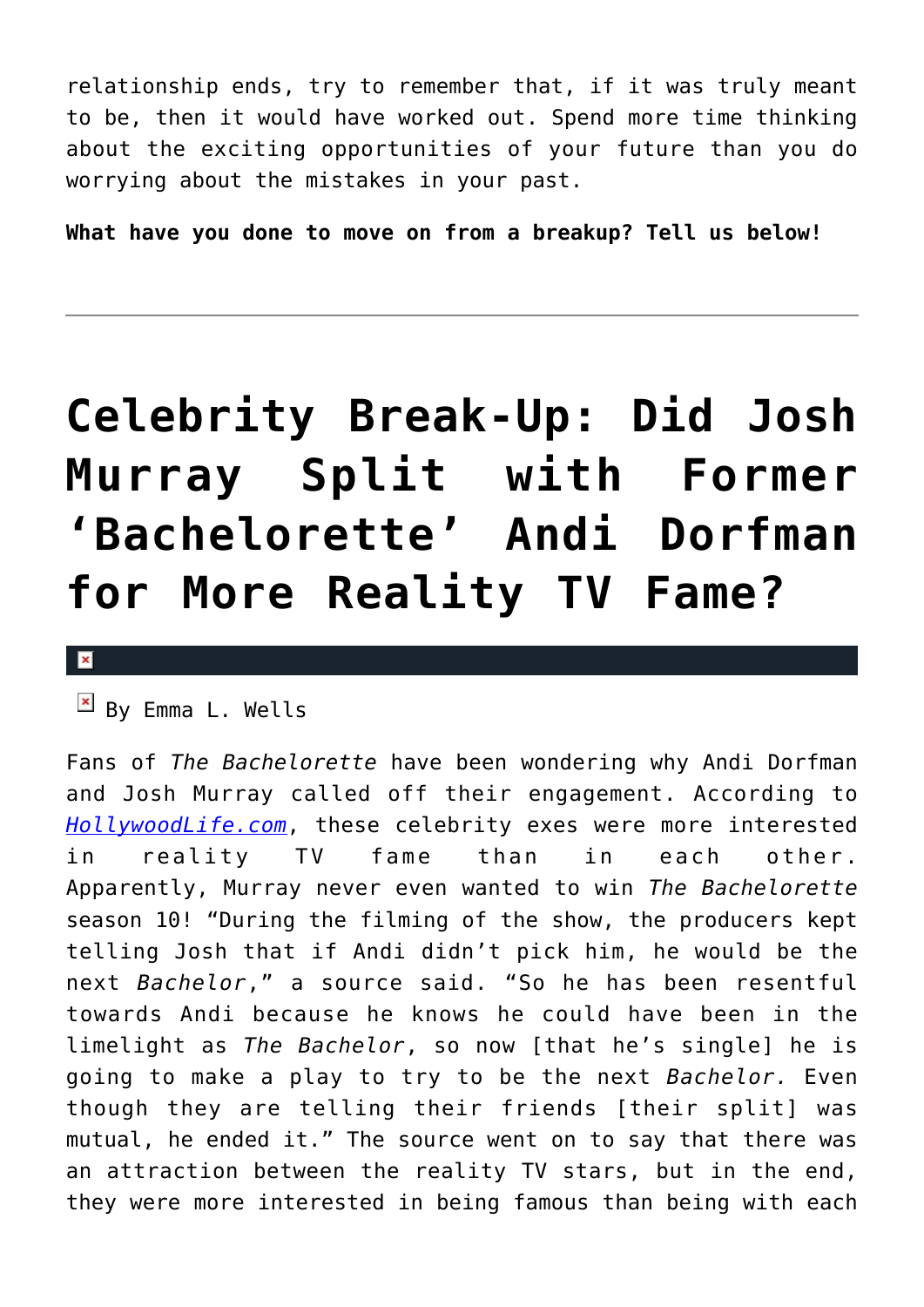relationship ends, try to remember that, if it was truly meant to be, then it would have worked out. Spend more time thinking about the exciting opportunities of your future than you do worrying about the mistakes in your past.

**What have you done to move on from a breakup? Tell us below!**

---

# Celebrity Break-Up: Did Josh Murray Split with Former 'Bachelorette' Andi Dorfman for More Reality TV Fame?

By Emma L. Wells

Fans of *The Bachelorette* have been wondering why Andi Dorfman and Josh Murray called off their engagement. According to [HollywoodLife.com](HollywoodLife.com), these celebrity exes were more interested in reality TV fame than in each other. Apparently, Murray never even wanted to win *The Bachelorette* season 10! "During the filming of the show, the producers kept telling Josh that if Andi didn't pick him, he would be the next *Bachelor*," a source said. "So he has been resentful towards Andi because he knows he could have been in the limelight as *The Bachelor*, so now [that he's single] he is going to make a play to try to be the next *Bachelor.* Even though they are telling their friends [their split] was mutual, he ended it." The source went on to say that there was an attraction between the reality TV stars, but in the end, they were more interested in being famous than being with each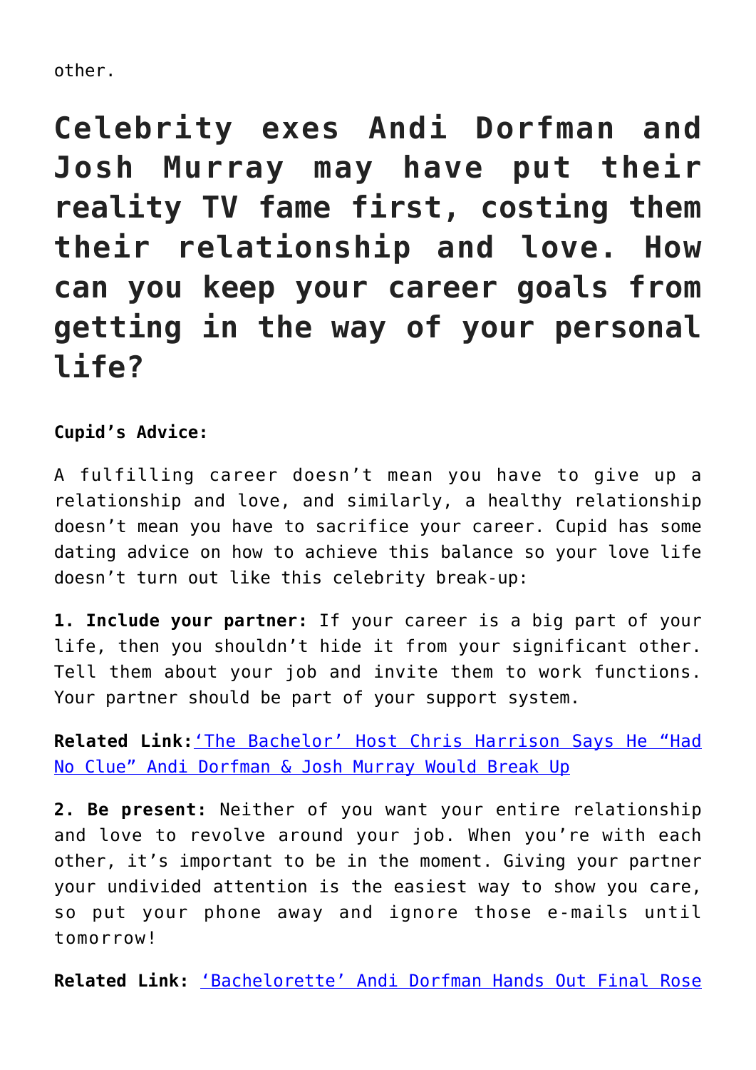other.

## Celebrity exes Andi Dorfman and Josh Murray may have put their reality TV fame first, costing them their relationship and love. How can you keep your career goals from getting in the way of your personal life?

**Cupid's Advice:**

A fulfilling career doesn't mean you have to give up a relationship and love, and similarly, a healthy relationship doesn't mean you have to sacrifice your career. Cupid has some dating advice on how to achieve this balance so your love life doesn't turn out like this celebrity break-up:

**1. Include your partner:** If your career is a big part of your life, then you shouldn't hide it from your significant other. Tell them about your job and invite them to work functions. Your partner should be part of your support system.

**Related Link:**['The Bachelor' Host Chris Harrison Says He "Had No Clue" Andi Dorfman & Josh Murray Would Break Up]

**2. Be present:** Neither of you want your entire relationship and love to revolve around your job. When you're with each other, it's important to be in the moment. Giving your partner your undivided attention is the easiest way to show you care, so put your phone away and ignore those e-mails until tomorrow!

**Related Link:** ['Bachelorette' Andi Dorfman Hands Out Final Rose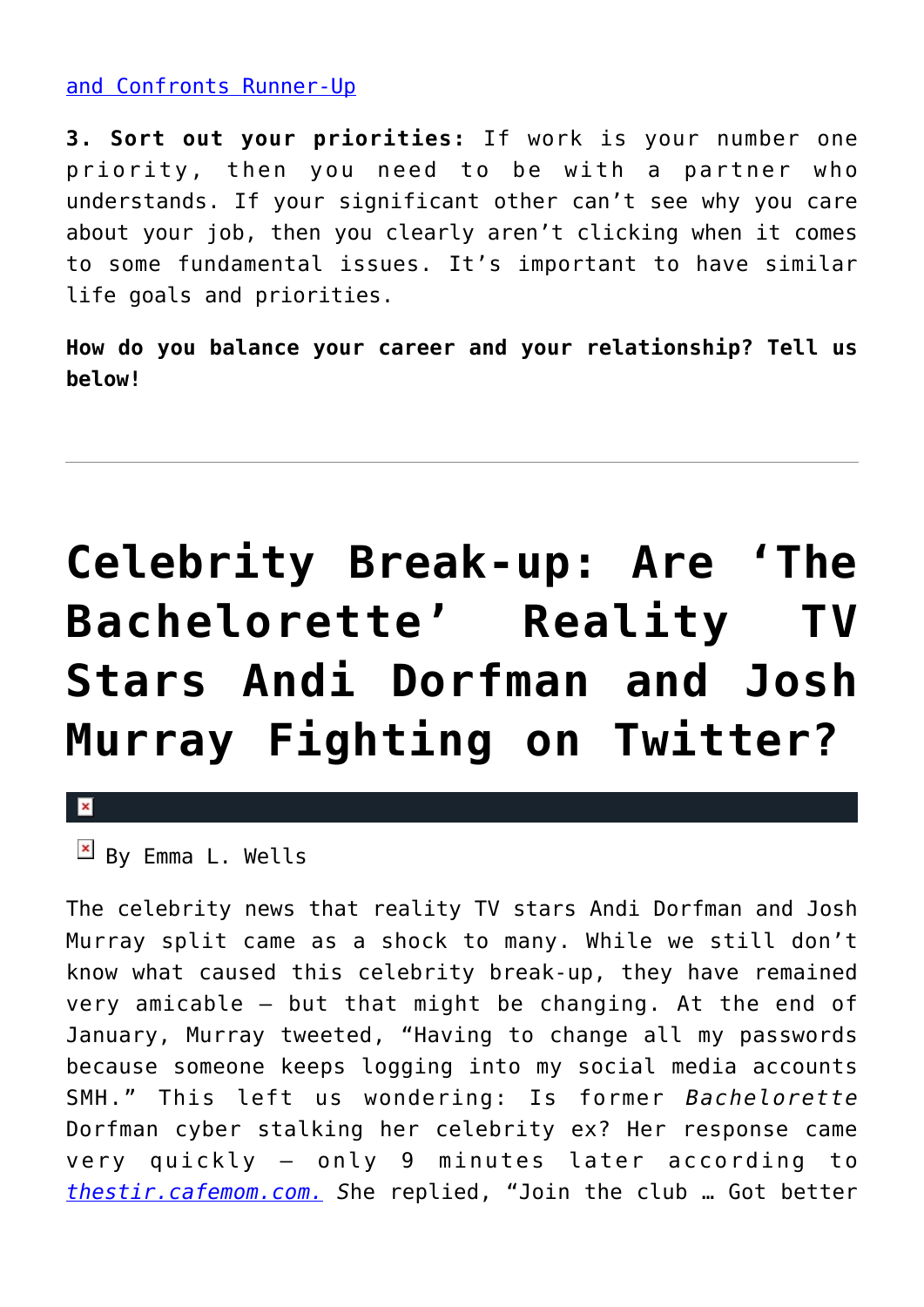[and Confronts Runner-Up]

**3. Sort out your priorities:** If work is your number one priority, then you need to be with a partner who understands. If your significant other can't see why you care about your job, then you clearly aren't clicking when it comes to some fundamental issues. It's important to have similar life goals and priorities.

**How do you balance your career and your relationship? Tell us below!**

---

# Celebrity Break-up: Are 'The Bachelorette' Reality TV Stars Andi Dorfman and Josh Murray Fighting on Twitter?

By Emma L. Wells

The celebrity news that reality TV stars Andi Dorfman and Josh Murray split came as a shock to many. While we still don't know what caused this celebrity break-up, they have remained very amicable – but that might be changing. At the end of January, Murray tweeted, "Having to change all my passwords because someone keeps logging into my social media accounts SMH." This left us wondering: Is former *Bachelorette* Dorfman cyber stalking her celebrity ex? Her response came very quickly – only 9 minutes later according to *[thestir.cafemom.com.](thestir.cafemom.com.)* She replied, "Join the club … Got better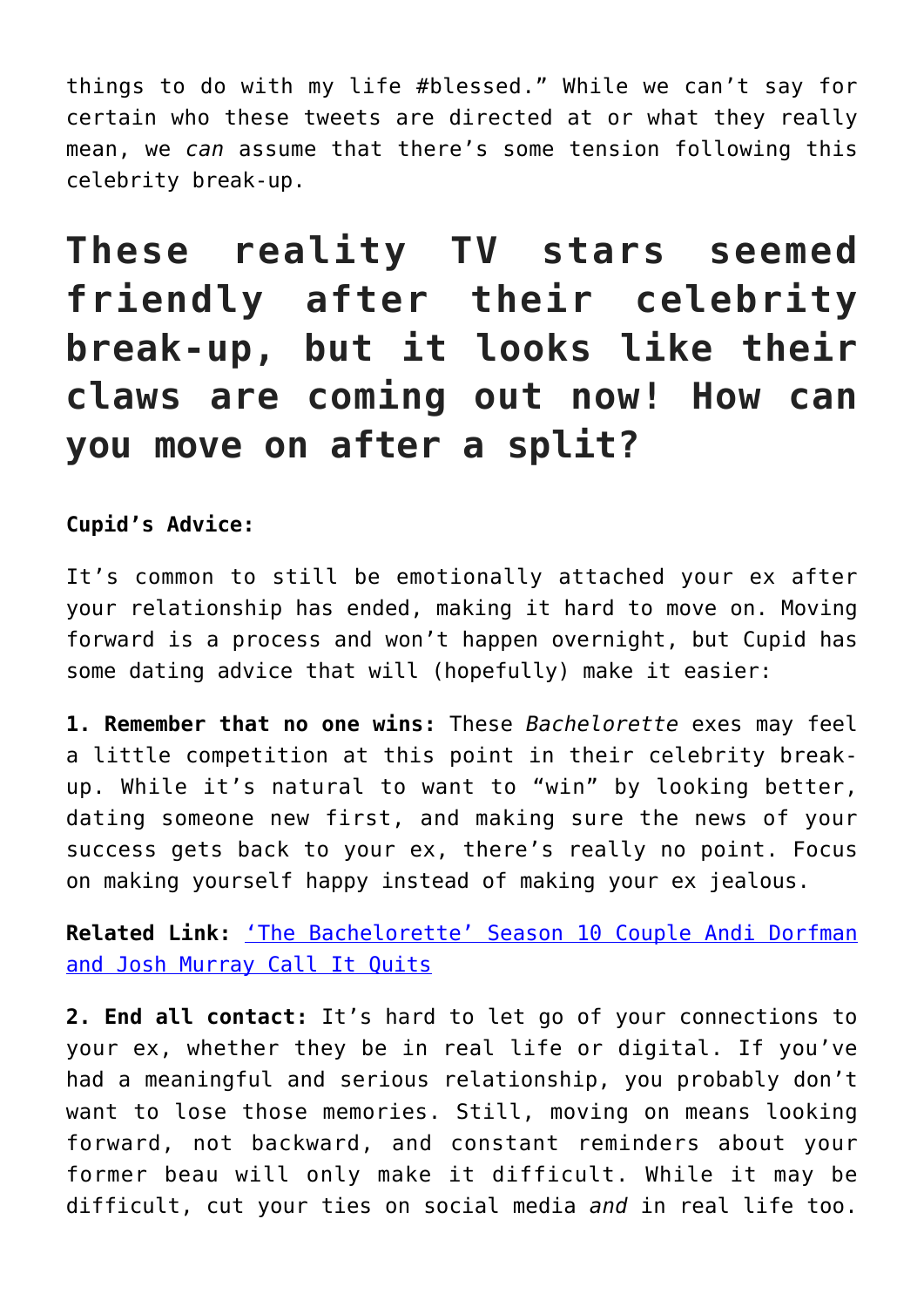things to do with my life #blessed." While we can't say for certain who these tweets are directed at or what they really mean, we *can* assume that there's some tension following this celebrity break-up.

## These reality TV stars seemed friendly after their celebrity break-up, but it looks like their claws are coming out now! How can you move on after a split?

**Cupid's Advice:**

It's common to still be emotionally attached your ex after your relationship has ended, making it hard to move on. Moving forward is a process and won't happen overnight, but Cupid has some dating advice that will (hopefully) make it easier:

**1. Remember that no one wins:** These *Bachelorette* exes may feel a little competition at this point in their celebrity break-up. While it's natural to want to "win" by looking better, dating someone new first, and making sure the news of your success gets back to your ex, there's really no point. Focus on making yourself happy instead of making your ex jealous.

**Related Link:** 'The Bachelorette' Season 10 Couple Andi Dorfman and Josh Murray Call It Quits

**2. End all contact:** It's hard to let go of your connections to your ex, whether they be in real life or digital. If you've had a meaningful and serious relationship, you probably don't want to lose those memories. Still, moving on means looking forward, not backward, and constant reminders about your former beau will only make it difficult. While it may be difficult, cut your ties on social media *and* in real life too.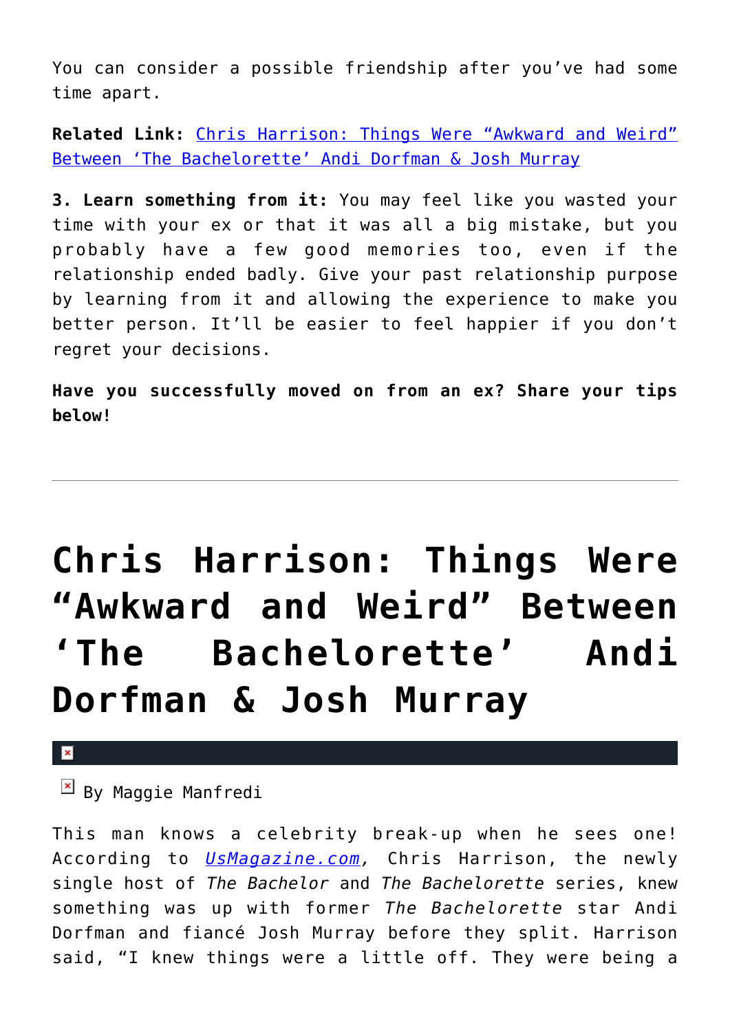You can consider a possible friendship after you've had some time apart.

**Related Link:** [Chris Harrison: Things Were "Awkward and Weird" Between 'The Bachelorette' Andi Dorfman & Josh Murray]()

**3. Learn something from it:** You may feel like you wasted your time with your ex or that it was all a big mistake, but you probably have a few good memories too, even if the relationship ended badly. Give your past relationship purpose by learning from it and allowing the experience to make you better person. It'll be easier to feel happier if you don't regret your decisions.

**Have you successfully moved on from an ex? Share your tips below!**

---

# Chris Harrison: Things Were "Awkward and Weird" Between 'The Bachelorette' Andi Dorfman & Josh Murray

By Maggie Manfredi

This man knows a celebrity break-up when he sees one! According to *[UsMagazine.com]()*, Chris Harrison, the newly single host of *The Bachelor* and *The Bachelorette* series, knew something was up with former *The Bachelorette* star Andi Dorfman and fiancé Josh Murray before they split. Harrison said, "I knew things were a little off. They were being a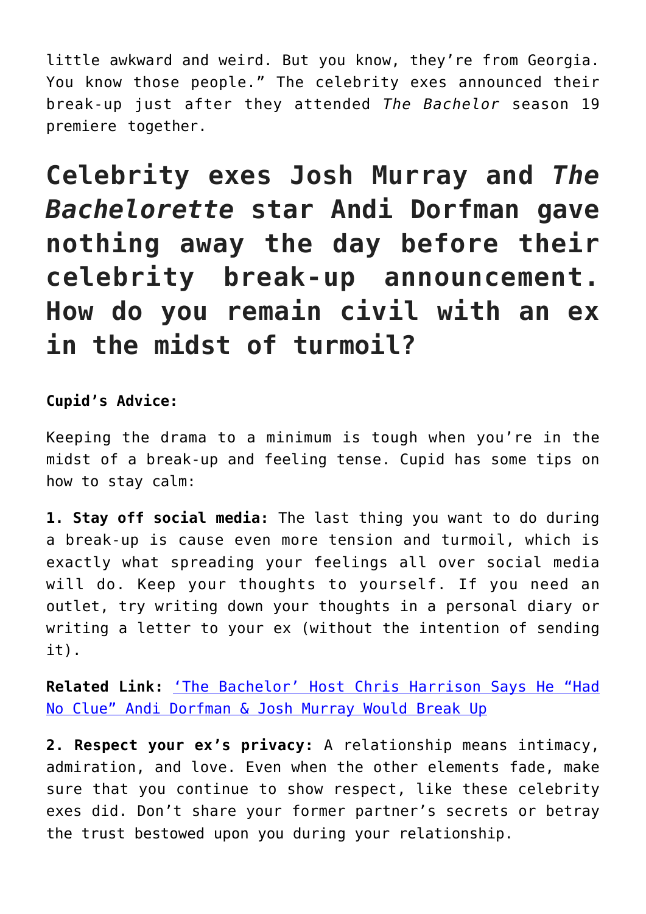little awkward and weird. But you know, they're from Georgia. You know those people." The celebrity exes announced their break-up just after they attended *The Bachelor* season 19 premiere together.

## Celebrity exes Josh Murray and *The Bachelorette* star Andi Dorfman gave nothing away the day before their celebrity break-up announcement. How do you remain civil with an ex in the midst of turmoil?

**Cupid's Advice:**

Keeping the drama to a minimum is tough when you're in the midst of a break-up and feeling tense. Cupid has some tips on how to stay calm:

**1. Stay off social media:** The last thing you want to do during a break-up is cause even more tension and turmoil, which is exactly what spreading your feelings all over social media will do. Keep your thoughts to yourself. If you need an outlet, try writing down your thoughts in a personal diary or writing a letter to your ex (without the intention of sending it).

**Related Link:** ['The Bachelor' Host Chris Harrison Says He "Had No Clue" Andi Dorfman & Josh Murray Would Break Up]()

**2. Respect your ex's privacy:** A relationship means intimacy, admiration, and love. Even when the other elements fade, make sure that you continue to show respect, like these celebrity exes did. Don't share your former partner's secrets or betray the trust bestowed upon you during your relationship.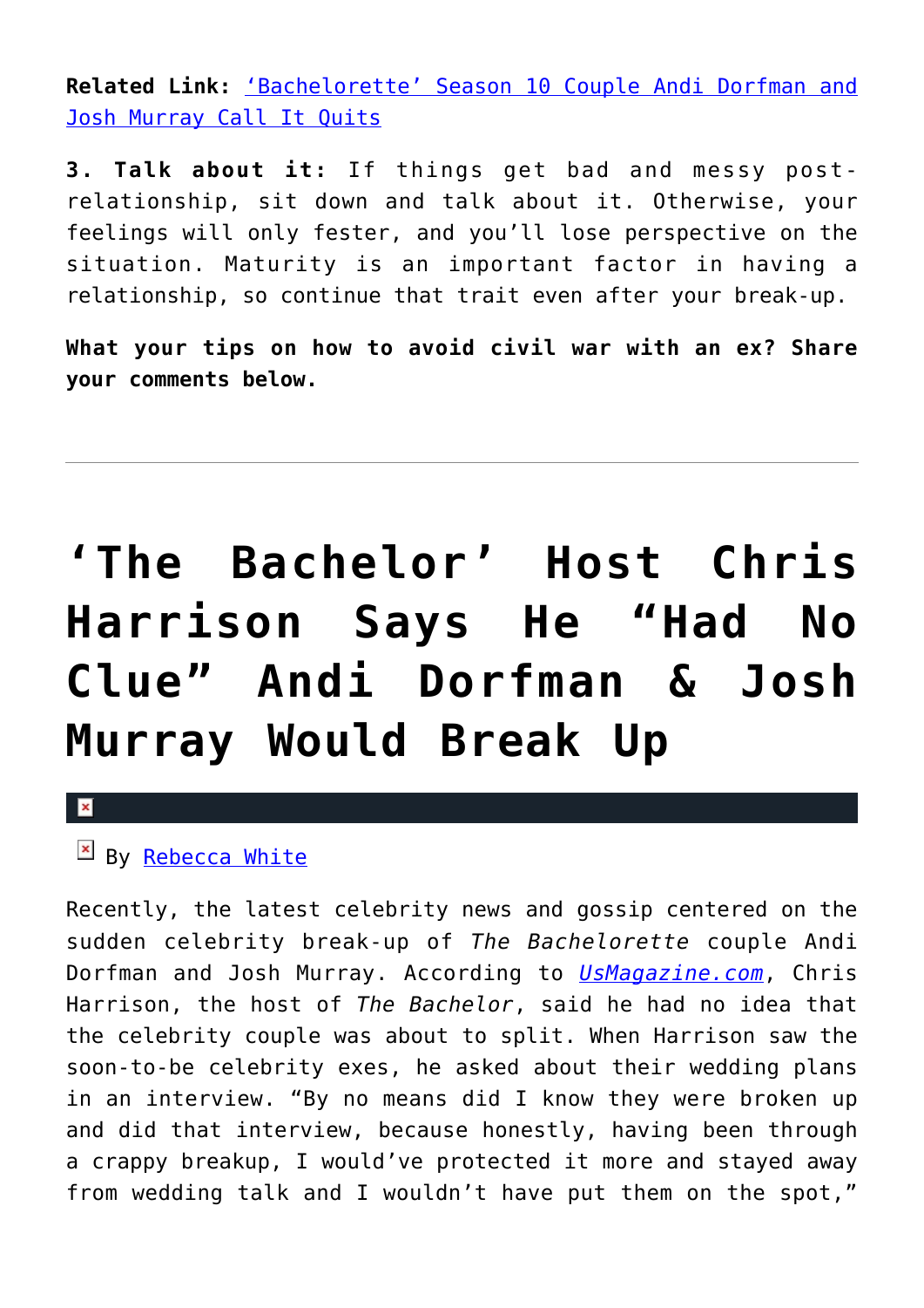**Related Link:** ‘Bachelorette’ Season 10 Couple Andi Dorfman and Josh Murray Call It Quits

**3. Talk about it:** If things get bad and messy post-relationship, sit down and talk about it. Otherwise, your feelings will only fester, and you’ll lose perspective on the situation. Maturity is an important factor in having a relationship, so continue that trait even after your break-up.

**What your tips on how to avoid civil war with an ex? Share your comments below.**

---

# ‘The Bachelor’ Host Chris Harrison Says He “Had No Clue” Andi Dorfman & Josh Murray Would Break Up

By Rebecca White

Recently, the latest celebrity news and gossip centered on the sudden celebrity break-up of *The Bachelorette* couple Andi Dorfman and Josh Murray. According to *UsMagazine.com*, Chris Harrison, the host of *The Bachelor*, said he had no idea that the celebrity couple was about to split. When Harrison saw the soon-to-be celebrity exes, he asked about their wedding plans in an interview. “By no means did I know they were broken up and did that interview, because honestly, having been through a crappy breakup, I would’ve protected it more and stayed away from wedding talk and I wouldn’t have put them on the spot,”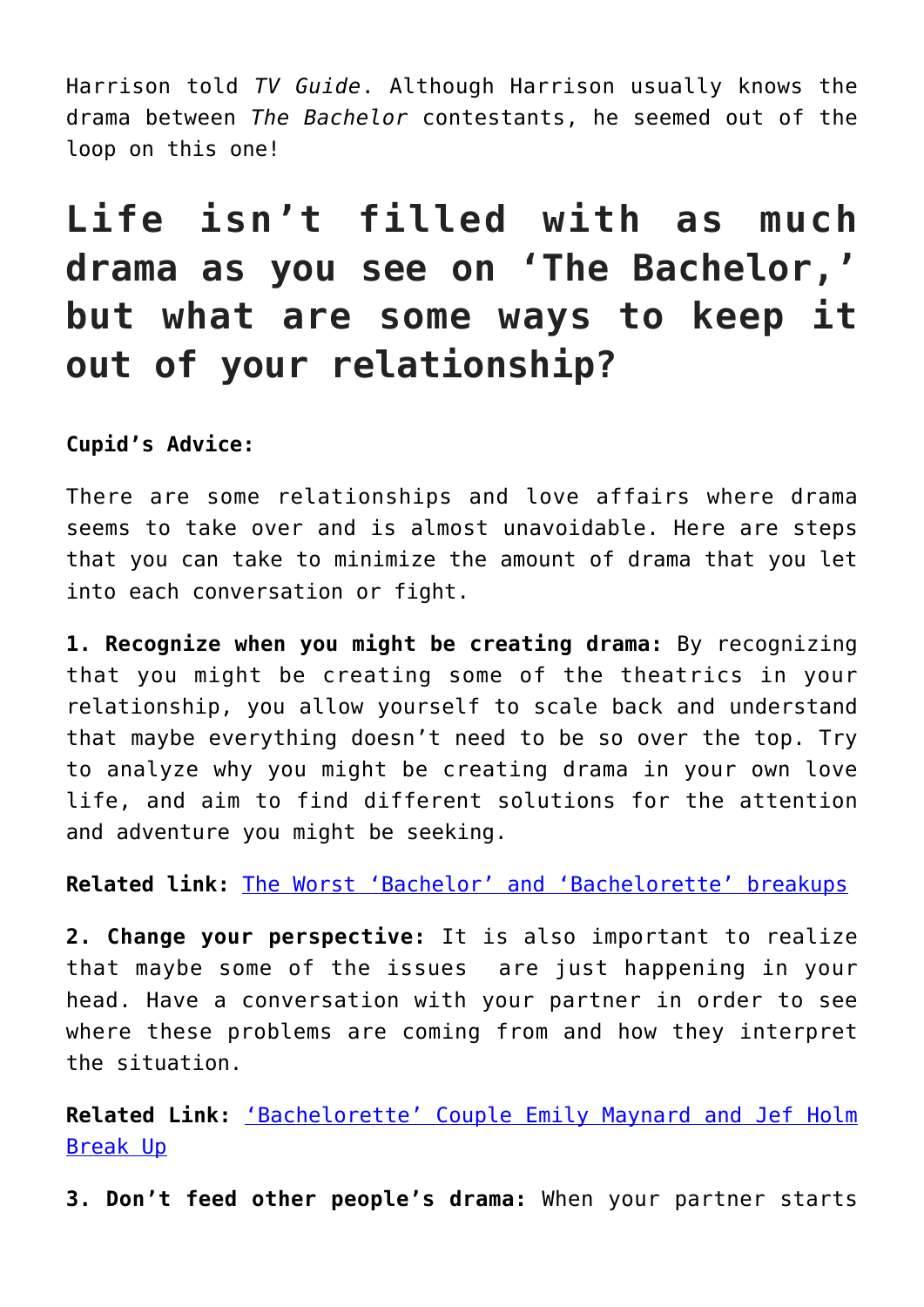Harrison told *TV Guide*. Although Harrison usually knows the drama between *The Bachelor* contestants, he seemed out of the loop on this one!

## Life isn't filled with as much drama as you see on 'The Bachelor,' but what are some ways to keep it out of your relationship?

**Cupid's Advice:**

There are some relationships and love affairs where drama seems to take over and is almost unavoidable. Here are steps that you can take to minimize the amount of drama that you let into each conversation or fight.

**1. Recognize when you might be creating drama:** By recognizing that you might be creating some of the theatrics in your relationship, you allow yourself to scale back and understand that maybe everything doesn't need to be so over the top. Try to analyze why you might be creating drama in your own love life, and aim to find different solutions for the attention and adventure you might be seeking.

**Related link:** The Worst 'Bachelor' and 'Bachelorette' breakups

**2. Change your perspective:** It is also important to realize that maybe some of the issues are just happening in your head. Have a conversation with your partner in order to see where these problems are coming from and how they interpret the situation.

**Related Link:** 'Bachelorette' Couple Emily Maynard and Jef Holm Break Up

**3. Don't feed other people's drama:** When your partner starts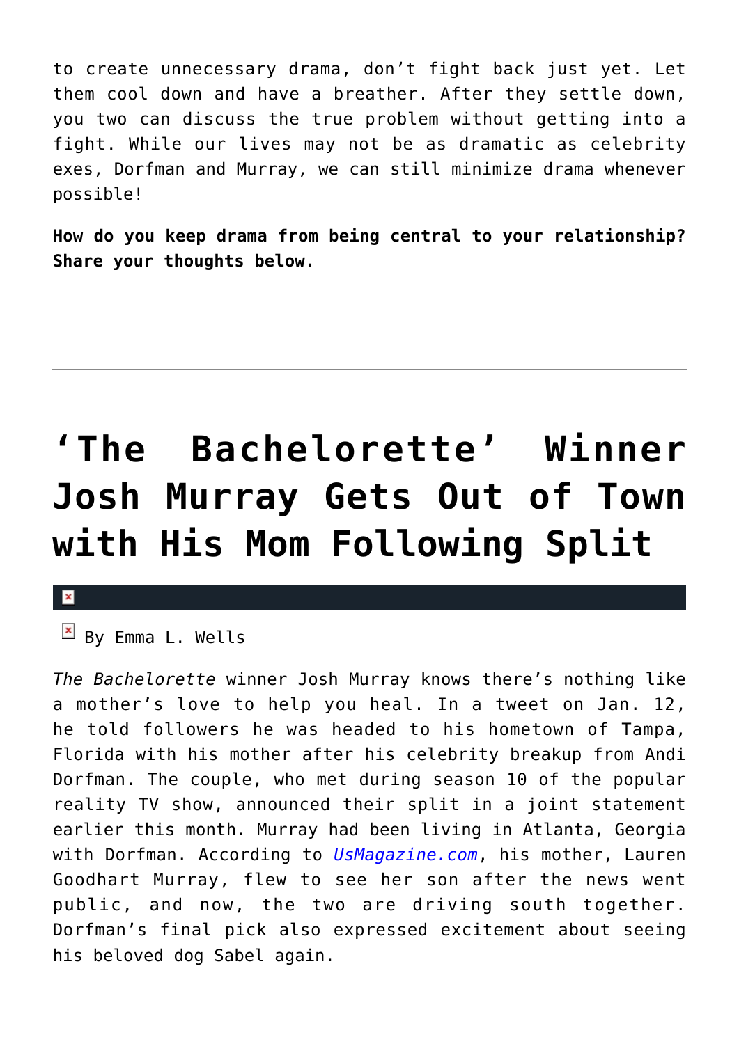to create unnecessary drama, don't fight back just yet. Let them cool down and have a breather. After they settle down, you two can discuss the true problem without getting into a fight. While our lives may not be as dramatic as celebrity exes, Dorfman and Murray, we can still minimize drama whenever possible!

**How do you keep drama from being central to your relationship? Share your thoughts below.**

---

# 'The Bachelorette' Winner Josh Murray Gets Out of Town with His Mom Following Split

By Emma L. Wells

*The Bachelorette* winner Josh Murray knows there's nothing like a mother's love to help you heal. In a tweet on Jan. 12, he told followers he was headed to his hometown of Tampa, Florida with his mother after his celebrity breakup from Andi Dorfman. The couple, who met during season 10 of the popular reality TV show, announced their split in a joint statement earlier this month. Murray had been living in Atlanta, Georgia with Dorfman. According to *UsMagazine.com*, his mother, Lauren Goodhart Murray, flew to see her son after the news went public, and now, the two are driving south together. Dorfman's final pick also expressed excitement about seeing his beloved dog Sabel again.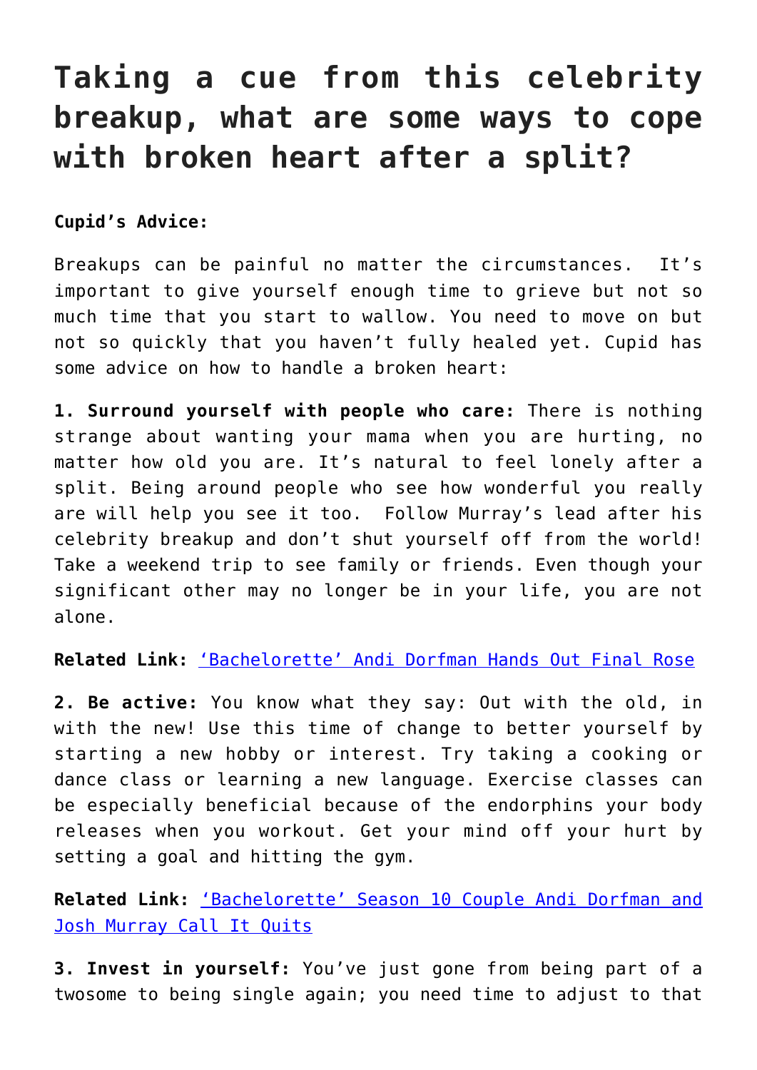# Taking a cue from this celebrity breakup, what are some ways to cope with broken heart after a split?

**Cupid's Advice:**

Breakups can be painful no matter the circumstances. It's important to give yourself enough time to grieve but not so much time that you start to wallow. You need to move on but not so quickly that you haven't fully healed yet. Cupid has some advice on how to handle a broken heart:

**1. Surround yourself with people who care:** There is nothing strange about wanting your mama when you are hurting, no matter how old you are. It's natural to feel lonely after a split. Being around people who see how wonderful you really are will help you see it too. Follow Murray's lead after his celebrity breakup and don't shut yourself off from the world! Take a weekend trip to see family or friends. Even though your significant other may no longer be in your life, you are not alone.

**Related Link:** 'Bachelorette' Andi Dorfman Hands Out Final Rose

**2. Be active:** You know what they say: Out with the old, in with the new! Use this time of change to better yourself by starting a new hobby or interest. Try taking a cooking or dance class or learning a new language. Exercise classes can be especially beneficial because of the endorphins your body releases when you workout. Get your mind off your hurt by setting a goal and hitting the gym.

**Related Link:** 'Bachelorette' Season 10 Couple Andi Dorfman and Josh Murray Call It Quits

**3. Invest in yourself:** You've just gone from being part of a twosome to being single again; you need time to adjust to that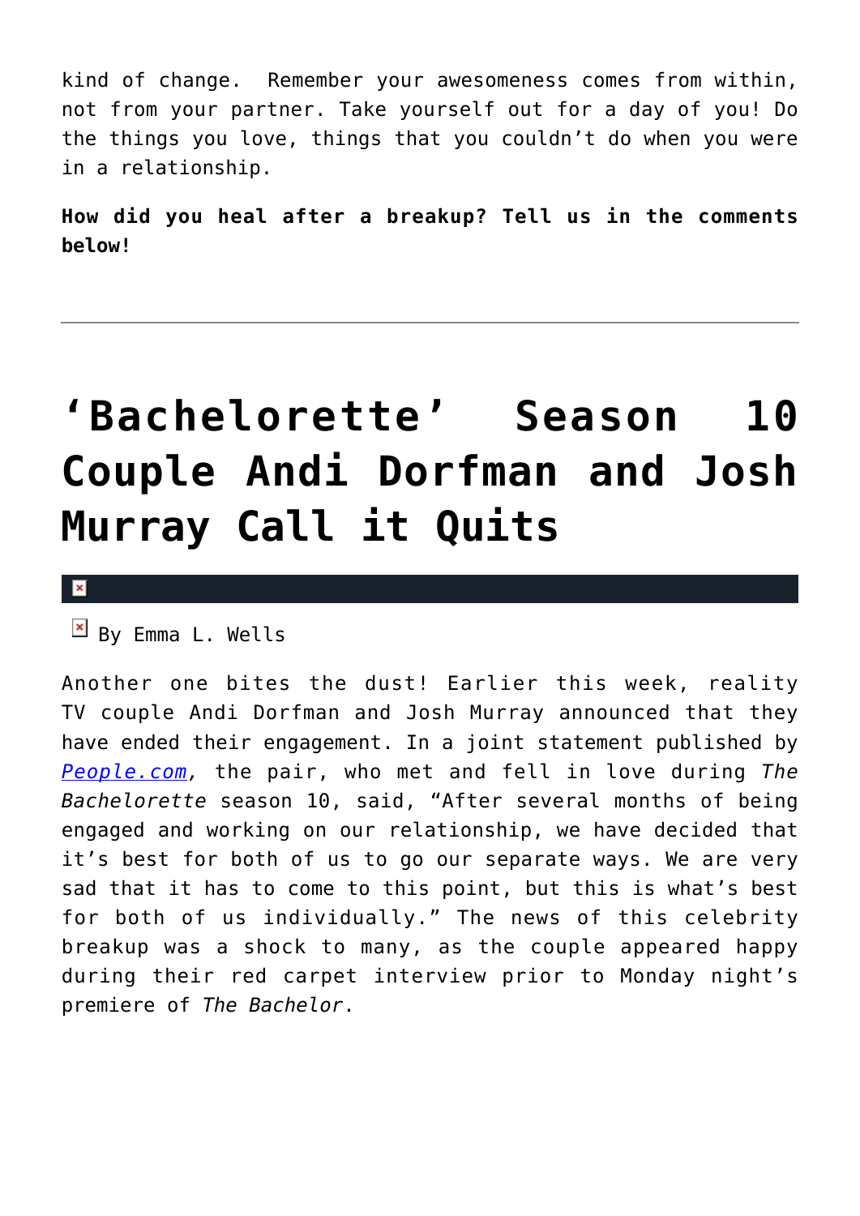kind of change.  Remember your awesomeness comes from within, not from your partner. Take yourself out for a day of you! Do the things you love, things that you couldn't do when you were in a relationship.

**How did you heal after a breakup? Tell us in the comments below!**

---

# 'Bachelorette' Season 10 Couple Andi Dorfman and Josh Murray Call it Quits

By Emma L. Wells

Another one bites the dust! Earlier this week, reality TV couple Andi Dorfman and Josh Murray announced that they have ended their engagement. In a joint statement published by *People.com*, the pair, who met and fell in love during *The Bachelorette* season 10, said, "After several months of being engaged and working on our relationship, we have decided that it's best for both of us to go our separate ways. We are very sad that it has to come to this point, but this is what's best for both of us individually." The news of this celebrity breakup was a shock to many, as the couple appeared happy during their red carpet interview prior to Monday night's premiere of *The Bachelor*.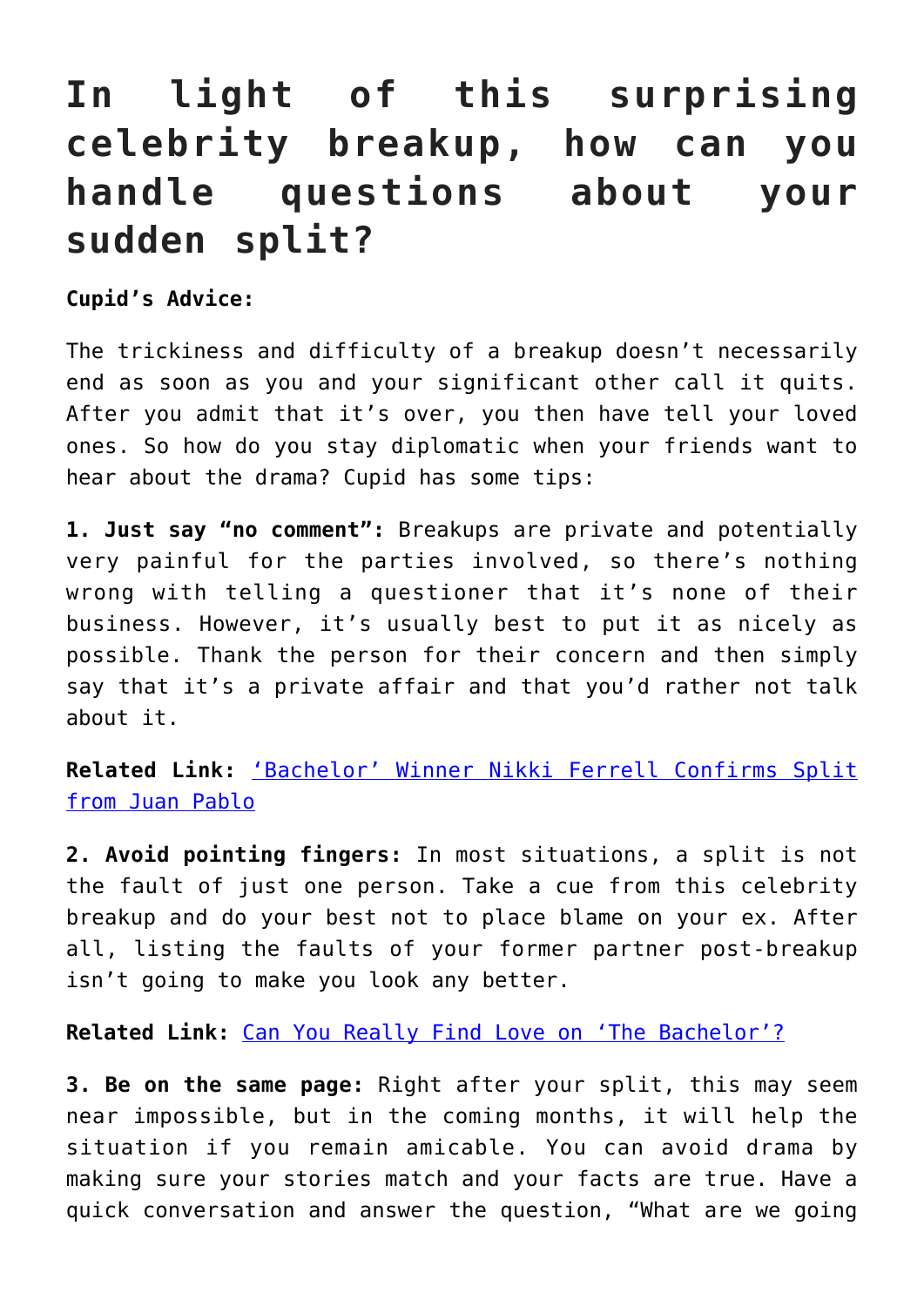# In light of this surprising celebrity breakup, how can you handle questions about your sudden split?

**Cupid's Advice:**

The trickiness and difficulty of a breakup doesn't necessarily end as soon as you and your significant other call it quits. After you admit that it's over, you then have tell your loved ones. So how do you stay diplomatic when your friends want to hear about the drama? Cupid has some tips:

**1. Just say "no comment":** Breakups are private and potentially very painful for the parties involved, so there's nothing wrong with telling a questioner that it's none of their business. However, it's usually best to put it as nicely as possible. Thank the person for their concern and then simply say that it's a private affair and that you'd rather not talk about it.

**Related Link:** ['Bachelor' Winner Nikki Ferrell Confirms Split from Juan Pablo]()

**2. Avoid pointing fingers:** In most situations, a split is not the fault of just one person. Take a cue from this celebrity breakup and do your best not to place blame on your ex. After all, listing the faults of your former partner post-breakup isn't going to make you look any better.

**Related Link:** [Can You Really Find Love on 'The Bachelor'?]()

**3. Be on the same page:** Right after your split, this may seem near impossible, but in the coming months, it will help the situation if you remain amicable. You can avoid drama by making sure your stories match and your facts are true. Have a quick conversation and answer the question, "What are we going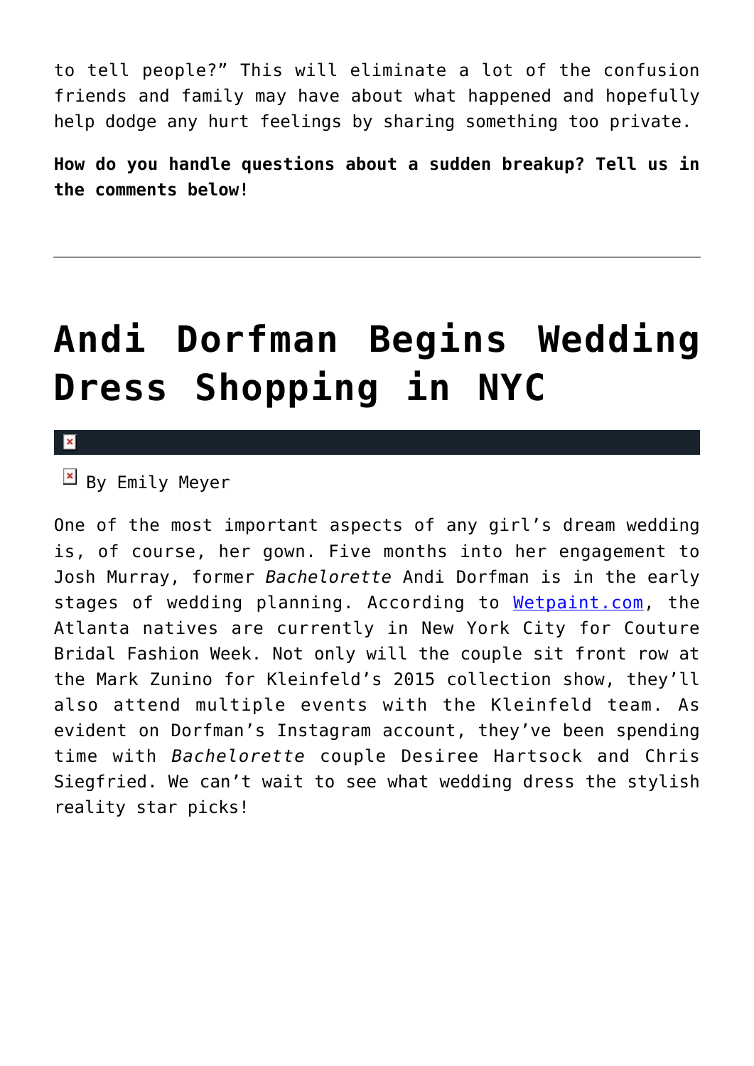to tell people?" This will eliminate a lot of the confusion friends and family may have about what happened and hopefully help dodge any hurt feelings by sharing something too private.

**How do you handle questions about a sudden breakup? Tell us in the comments below!**

---

# Andi Dorfman Begins Wedding Dress Shopping in NYC

By Emily Meyer

One of the most important aspects of any girl's dream wedding is, of course, her gown. Five months into her engagement to Josh Murray, former *Bachelorette* Andi Dorfman is in the early stages of wedding planning. According to [Wetpaint.com](Wetpaint.com), the Atlanta natives are currently in New York City for Couture Bridal Fashion Week. Not only will the couple sit front row at the Mark Zunino for Kleinfeld's 2015 collection show, they'll also attend multiple events with the Kleinfeld team. As evident on Dorfman's Instagram account, they've been spending time with *Bachelorette* couple Desiree Hartsock and Chris Siegfried. We can't wait to see what wedding dress the stylish reality star picks!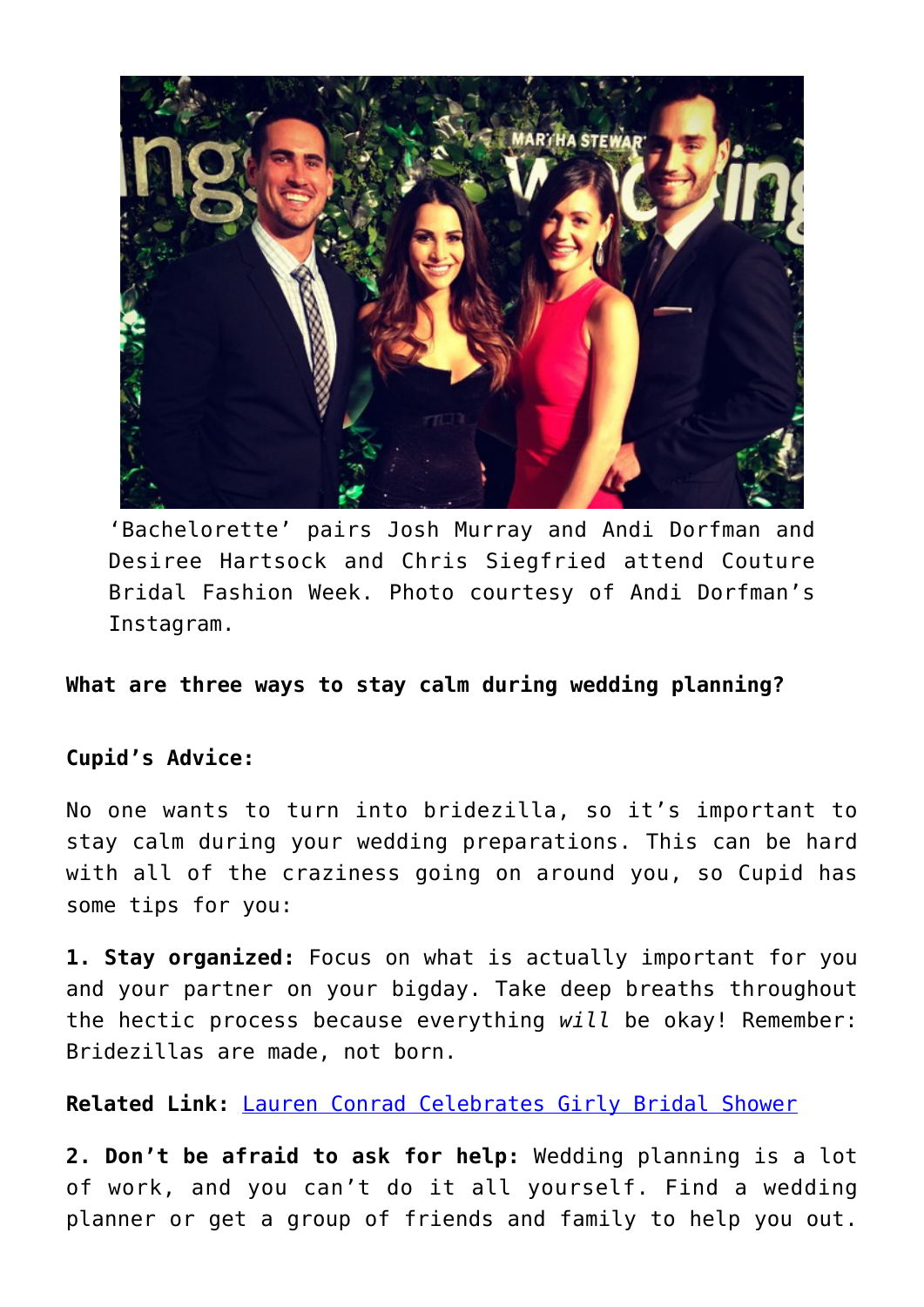‘Bachelorette’ pairs Josh Murray and Andi Dorfman and Desiree Hartsock and Chris Siegfried attend Couture Bridal Fashion Week. Photo courtesy of Andi Dorfman’s Instagram.

**What are three ways to stay calm during wedding planning?**

**Cupid’s Advice:**

No one wants to turn into bridezilla, so it’s important to stay calm during your wedding preparations. This can be hard with all of the craziness going on around you, so Cupid has some tips for you:

**1. Stay organized:** Focus on what is actually important for you and your partner on your bigday. Take deep breaths throughout the hectic process because everything *will* be okay! Remember: Bridezillas are made, not born.

**Related Link:** [Lauren Conrad Celebrates Girly Bridal Shower]

**2. Don’t be afraid to ask for help:** Wedding planning is a lot of work, and you can’t do it all yourself. Find a wedding planner or get a group of friends and family to help you out.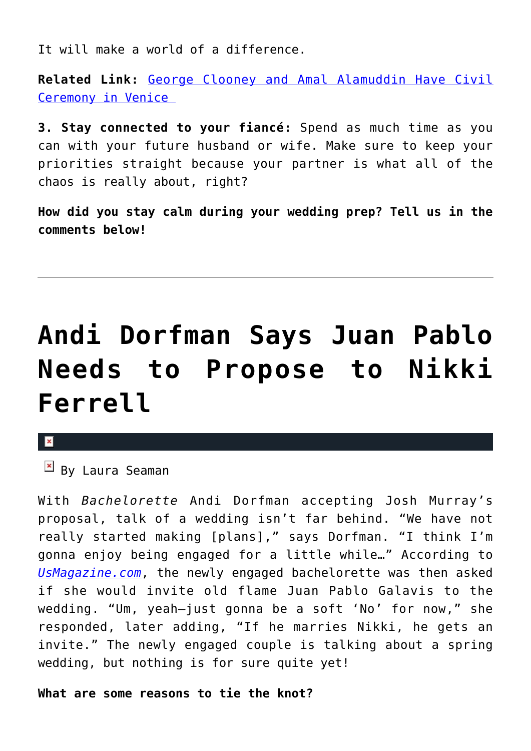It will make a world of a difference.

**Related Link:** [George Clooney and Amal Alamuddin Have Civil Ceremony in Venice](#)

**3. Stay connected to your fiancé:** Spend as much time as you can with your future husband or wife. Make sure to keep your priorities straight because your partner is what all of the chaos is really about, right?

**How did you stay calm during your wedding prep? Tell us in the comments below!**

---

# Andi Dorfman Says Juan Pablo Needs to Propose to Nikki Ferrell

By Laura Seaman

With *Bachelorette* Andi Dorfman accepting Josh Murray's proposal, talk of a wedding isn't far behind. "We have not really started making [plans]," says Dorfman. "I think I'm gonna enjoy being engaged for a little while…" According to *[UsMagazine.com](#)*, the newly engaged bachelorette was then asked if she would invite old flame Juan Pablo Galavis to the wedding. "Um, yeah—just gonna be a soft 'No' for now," she responded, later adding, "If he marries Nikki, he gets an invite." The newly engaged couple is talking about a spring wedding, but nothing is for sure quite yet!

**What are some reasons to tie the knot?**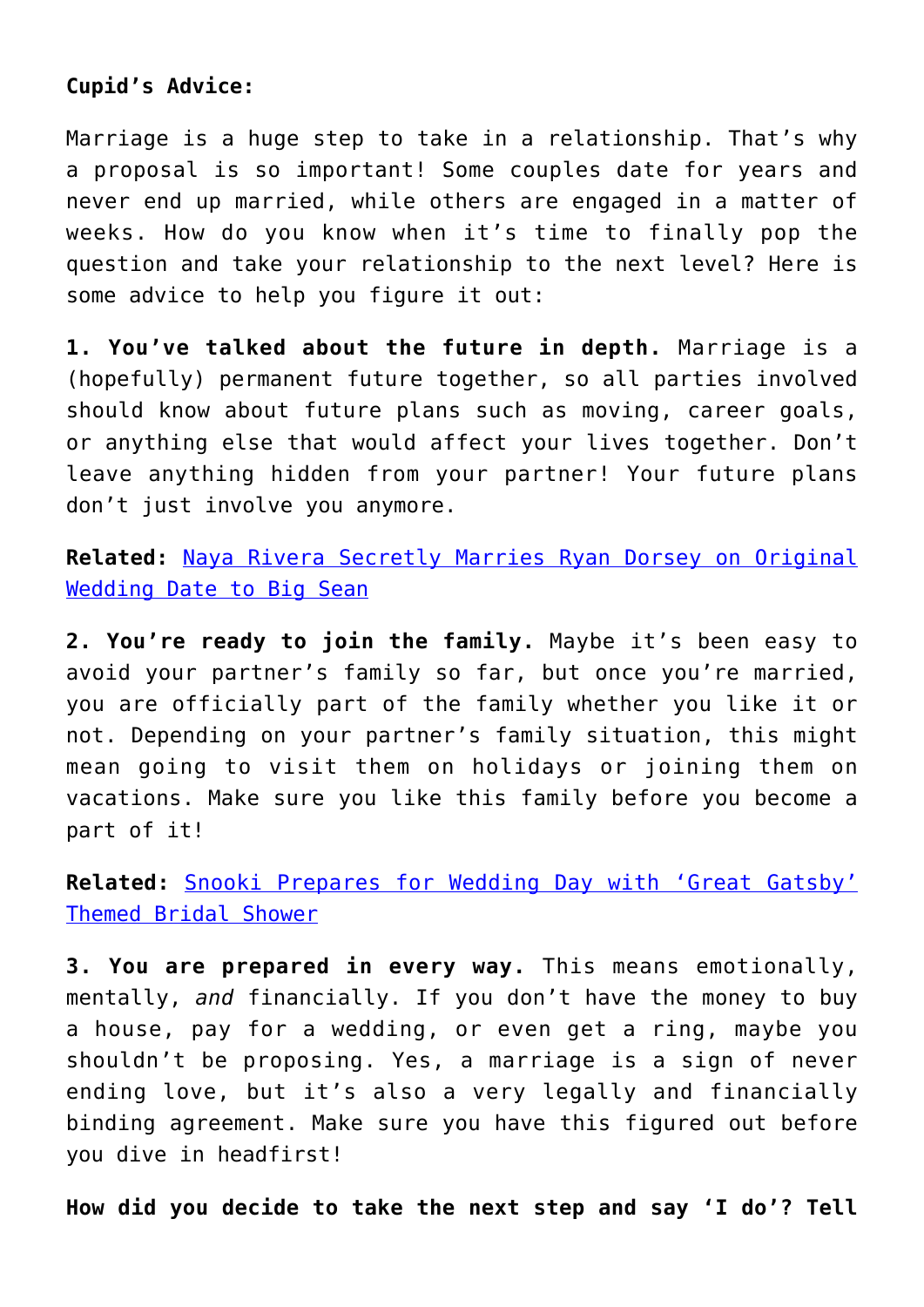**Cupid's Advice:**

Marriage is a huge step to take in a relationship. That's why a proposal is so important! Some couples date for years and never end up married, while others are engaged in a matter of weeks. How do you know when it's time to finally pop the question and take your relationship to the next level? Here is some advice to help you figure it out:

**1. You've talked about the future in depth.** Marriage is a (hopefully) permanent future together, so all parties involved should know about future plans such as moving, career goals, or anything else that would affect your lives together. Don't leave anything hidden from your partner! Your future plans don't just involve you anymore.

**Related:** Naya Rivera Secretly Marries Ryan Dorsey on Original Wedding Date to Big Sean

**2. You're ready to join the family.** Maybe it's been easy to avoid your partner's family so far, but once you're married, you are officially part of the family whether you like it or not. Depending on your partner's family situation, this might mean going to visit them on holidays or joining them on vacations. Make sure you like this family before you become a part of it!

**Related:** Snooki Prepares for Wedding Day with 'Great Gatsby' Themed Bridal Shower

**3. You are prepared in every way.** This means emotionally, mentally, *and* financially. If you don't have the money to buy a house, pay for a wedding, or even get a ring, maybe you shouldn't be proposing. Yes, a marriage is a sign of never ending love, but it's also a very legally and financially binding agreement. Make sure you have this figured out before you dive in headfirst!

**How did you decide to take the next step and say 'I do'? Tell**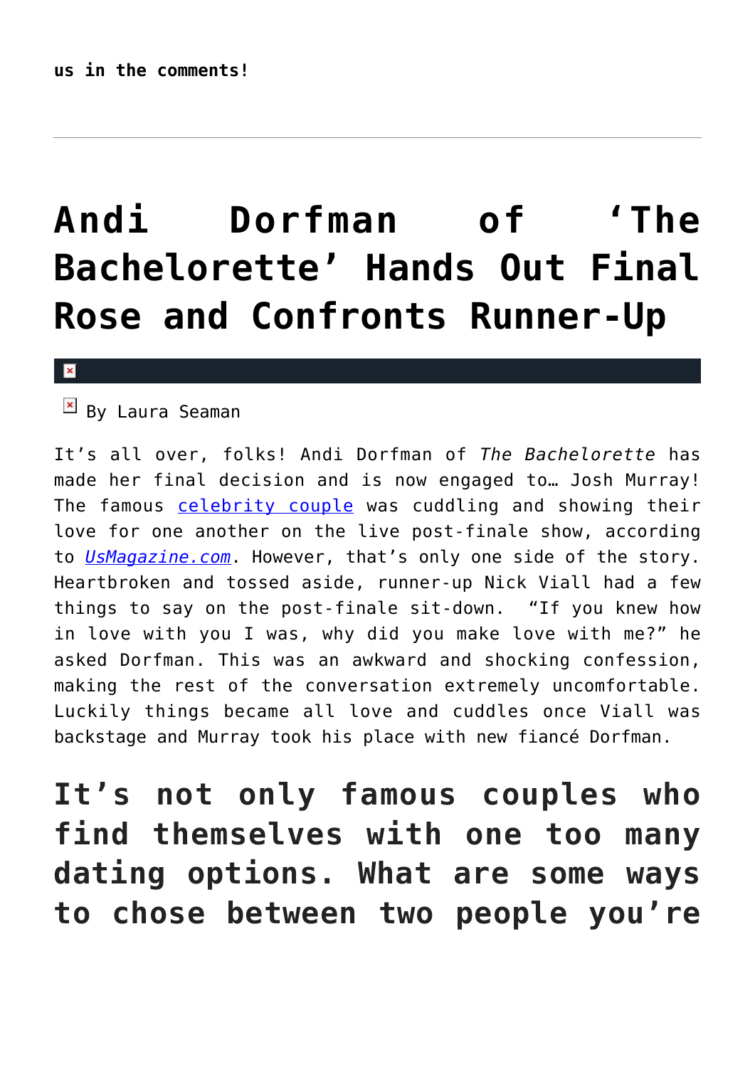**us in the comments!**

---

# Andi Dorfman of 'The Bachelorette' Hands Out Final Rose and Confronts Runner-Up

By Laura Seaman

It's all over, folks! Andi Dorfman of *The Bachelorette* has made her final decision and is now engaged to… Josh Murray! The famous celebrity couple was cuddling and showing their love for one another on the live post-finale show, according to *UsMagazine.com*. However, that's only one side of the story. Heartbroken and tossed aside, runner-up Nick Viall had a few things to say on the post-finale sit-down. "If you knew how in love with you I was, why did you make love with me?" he asked Dorfman. This was an awkward and shocking confession, making the rest of the conversation extremely uncomfortable. Luckily things became all love and cuddles once Viall was backstage and Murray took his place with new fiancé Dorfman.

## It's not only famous couples who find themselves with one too many dating options. What are some ways to chose between two people you're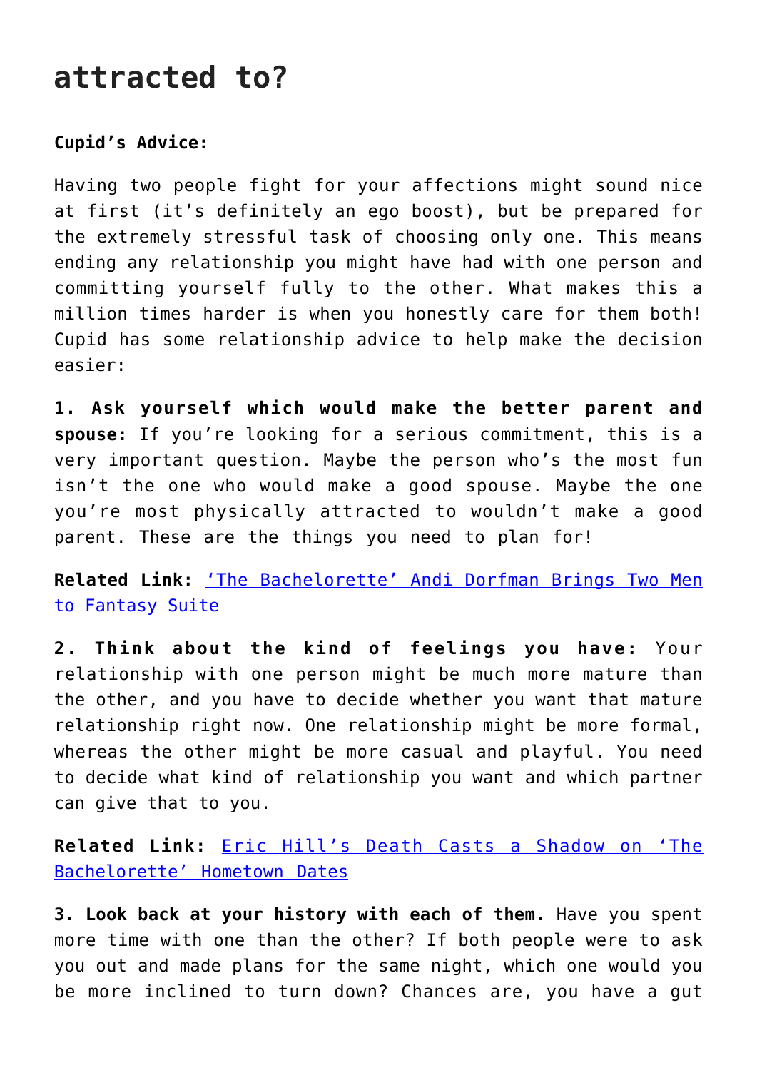## attracted to?

**Cupid's Advice:**

Having two people fight for your affections might sound nice at first (it's definitely an ego boost), but be prepared for the extremely stressful task of choosing only one. This means ending any relationship you might have had with one person and committing yourself fully to the other. What makes this a million times harder is when you honestly care for them both! Cupid has some relationship advice to help make the decision easier:

**1. Ask yourself which would make the better parent and spouse:** If you're looking for a serious commitment, this is a very important question. Maybe the person who's the most fun isn't the one who would make a good spouse. Maybe the one you're most physically attracted to wouldn't make a good parent. These are the things you need to plan for!

**Related Link:** ['The Bachelorette' Andi Dorfman Brings Two Men to Fantasy Suite]()

**2. Think about the kind of feelings you have:** Your relationship with one person might be much more mature than the other, and you have to decide whether you want that mature relationship right now. One relationship might be more formal, whereas the other might be more casual and playful. You need to decide what kind of relationship you want and which partner can give that to you.

**Related Link:** [Eric Hill's Death Casts a Shadow on 'The Bachelorette' Hometown Dates]()

**3. Look back at your history with each of them.** Have you spent more time with one than the other? If both people were to ask you out and made plans for the same night, which one would you be more inclined to turn down? Chances are, you have a gut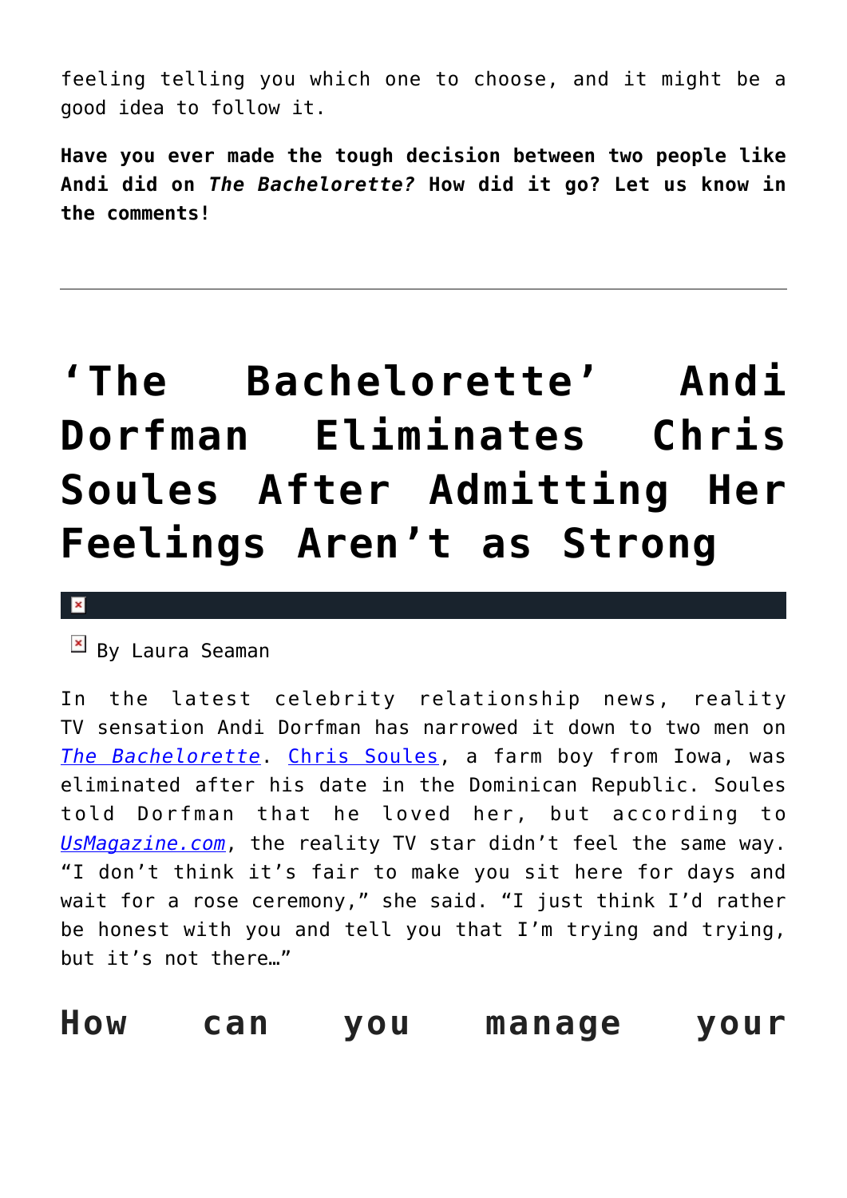feeling telling you which one to choose, and it might be a good idea to follow it.

**Have you ever made the tough decision between two people like Andi did on *The Bachelorette?* How did it go? Let us know in the comments!**

---

# 'The Bachelorette' Andi Dorfman Eliminates Chris Soules After Admitting Her Feelings Aren't as Strong

By Laura Seaman

In the latest celebrity relationship news, reality TV sensation Andi Dorfman has narrowed it down to two men on *The Bachelorette*. Chris Soules, a farm boy from Iowa, was eliminated after his date in the Dominican Republic. Soules told Dorfman that he loved her, but according to *UsMagazine.com*, the reality TV star didn't feel the same way. "I don't think it's fair to make you sit here for days and wait for a rose ceremony," she said. "I just think I'd rather be honest with you and tell you that I'm trying and trying, but it's not there…"

## How can you manage your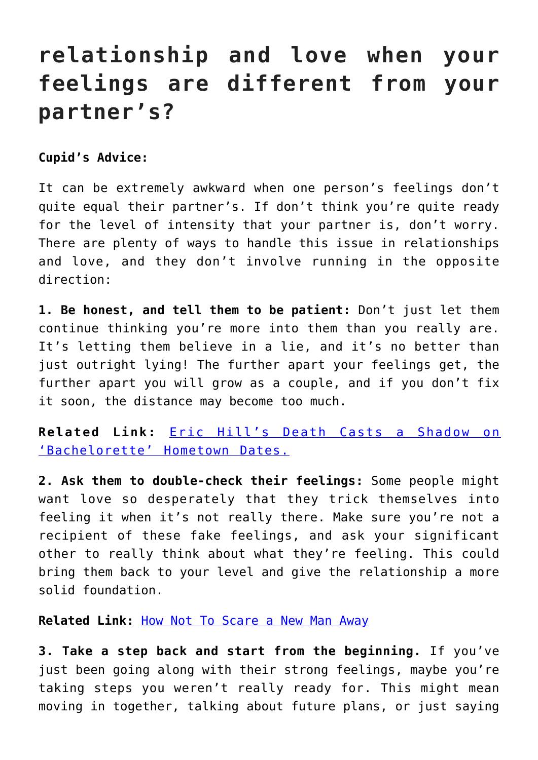# relationship and love when your feelings are different from your partner's?

**Cupid's Advice:**

It can be extremely awkward when one person's feelings don't quite equal their partner's. If don't think you're quite ready for the level of intensity that your partner is, don't worry. There are plenty of ways to handle this issue in relationships and love, and they don't involve running in the opposite direction:

**1. Be honest, and tell them to be patient:** Don't just let them continue thinking you're more into them than you really are. It's letting them believe in a lie, and it's no better than just outright lying! The further apart your feelings get, the further apart you will grow as a couple, and if you don't fix it soon, the distance may become too much.

**Related Link:** Eric Hill's Death Casts a Shadow on 'Bachelorette' Hometown Dates.

**2. Ask them to double-check their feelings:** Some people might want love so desperately that they trick themselves into feeling it when it's not really there. Make sure you're not a recipient of these fake feelings, and ask your significant other to really think about what they're feeling. This could bring them back to your level and give the relationship a more solid foundation.

**Related Link:** How Not To Scare a New Man Away

**3. Take a step back and start from the beginning.** If you've just been going along with their strong feelings, maybe you're taking steps you weren't really ready for. This might mean moving in together, talking about future plans, or just saying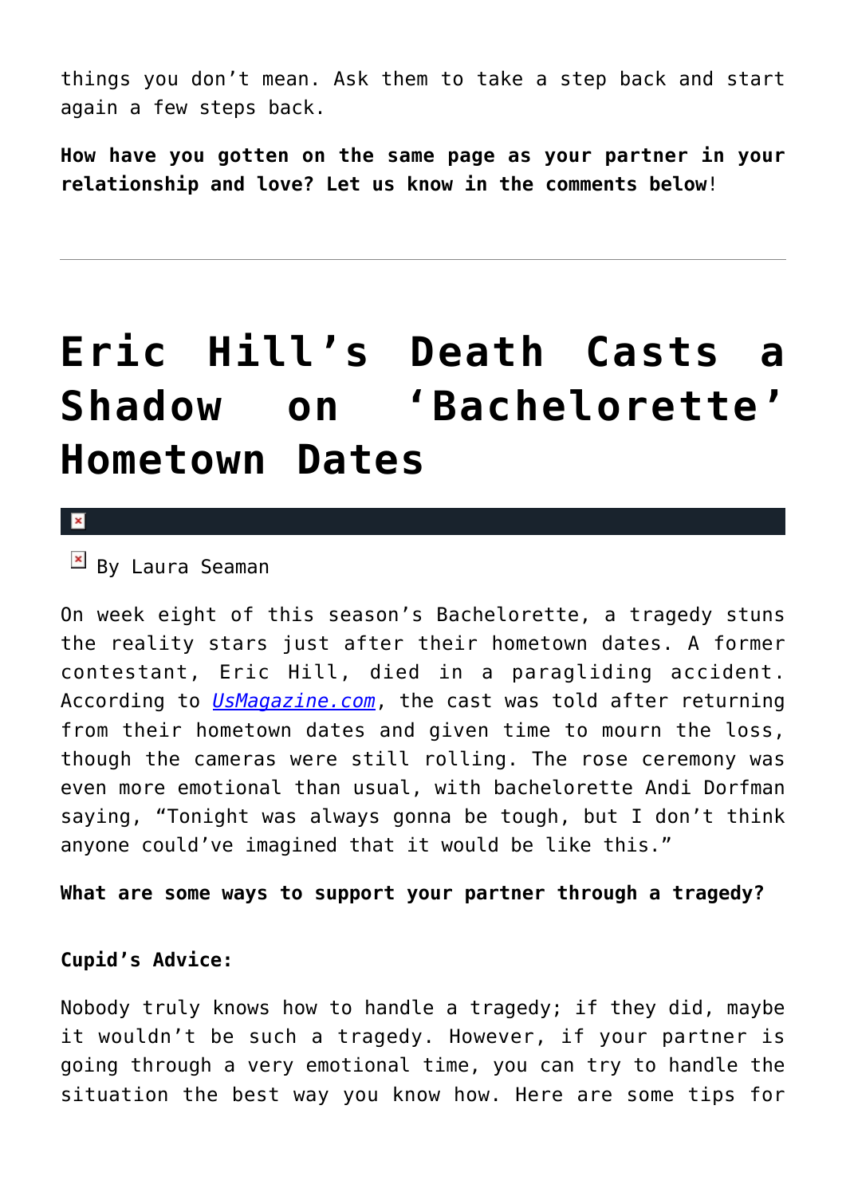things you don't mean. Ask them to take a step back and start again a few steps back.

**How have you gotten on the same page as your partner in your relationship and love? Let us know in the comments below**!

---

# Eric Hill's Death Casts a Shadow on 'Bachelorette' Hometown Dates

By Laura Seaman

On week eight of this season's Bachelorette, a tragedy stuns the reality stars just after their hometown dates. A former contestant, Eric Hill, died in a paragliding accident. According to *UsMagazine.com*, the cast was told after returning from their hometown dates and given time to mourn the loss, though the cameras were still rolling. The rose ceremony was even more emotional than usual, with bachelorette Andi Dorfman saying, "Tonight was always gonna be tough, but I don't think anyone could've imagined that it would be like this."

**What are some ways to support your partner through a tragedy?**

**Cupid's Advice:**

Nobody truly knows how to handle a tragedy; if they did, maybe it wouldn't be such a tragedy. However, if your partner is going through a very emotional time, you can try to handle the situation the best way you know how. Here are some tips for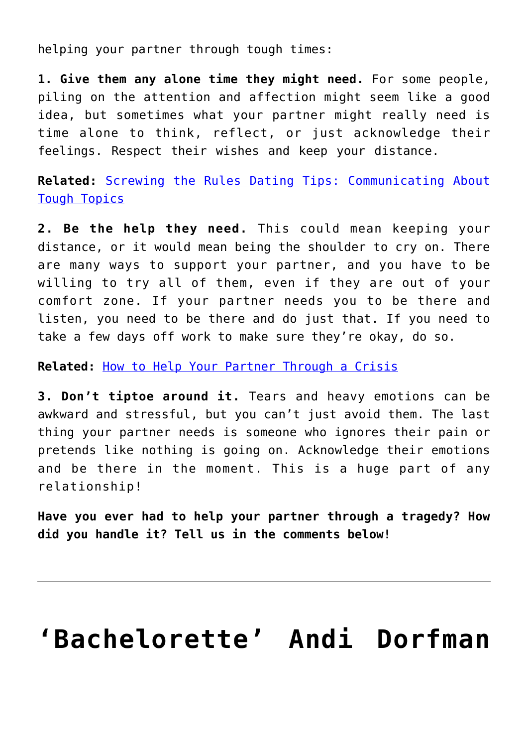helping your partner through tough times:

**1. Give them any alone time they might need.** For some people, piling on the attention and affection might seem like a good idea, but sometimes what your partner might really need is time alone to think, reflect, or just acknowledge their feelings. Respect their wishes and keep your distance.

**Related:** Screwing the Rules Dating Tips: Communicating About Tough Topics

**2. Be the help they need.** This could mean keeping your distance, or it would mean being the shoulder to cry on. There are many ways to support your partner, and you have to be willing to try all of them, even if they are out of your comfort zone. If your partner needs you to be there and listen, you need to be there and do just that. If you need to take a few days off work to make sure they're okay, do so.

**Related:** How to Help Your Partner Through a Crisis

**3. Don't tiptoe around it.** Tears and heavy emotions can be awkward and stressful, but you can't just avoid them. The last thing your partner needs is someone who ignores their pain or pretends like nothing is going on. Acknowledge their emotions and be there in the moment. This is a huge part of any relationship!

**Have you ever had to help your partner through a tragedy? How did you handle it? Tell us in the comments below!**

---

# 'Bachelorette' Andi Dorfman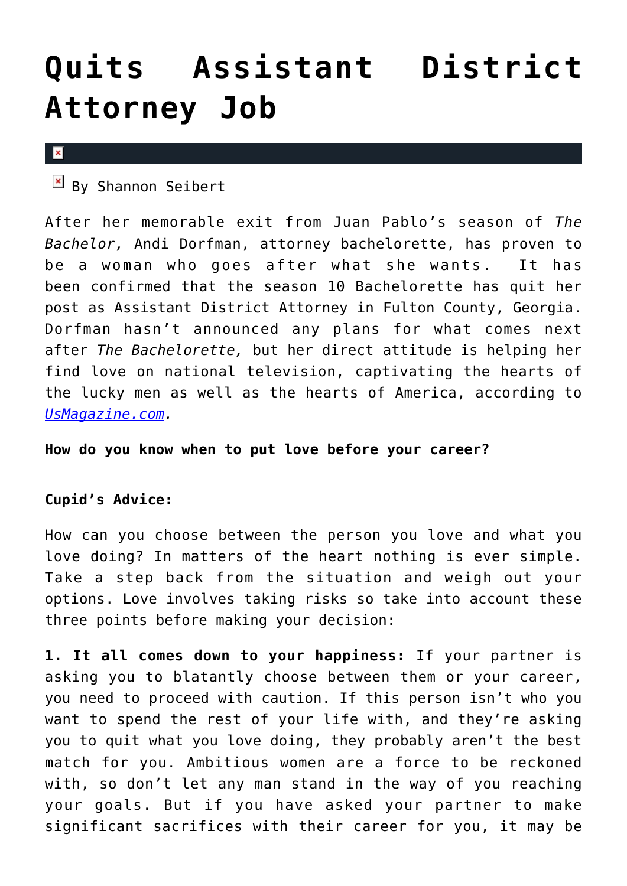# Quits Assistant District Attorney Job

By Shannon Seibert

After her memorable exit from Juan Pablo's season of *The Bachelor,* Andi Dorfman, attorney bachelorette, has proven to be a woman who goes after what she wants. It has been confirmed that the season 10 Bachelorette has quit her post as Assistant District Attorney in Fulton County, Georgia. Dorfman hasn't announced any plans for what comes next after *The Bachelorette,* but her direct attitude is helping her find love on national television, captivating the hearts of the lucky men as well as the hearts of America, according to *UsMagazine.com.*

**How do you know when to put love before your career?**

**Cupid's Advice:**

How can you choose between the person you love and what you love doing? In matters of the heart nothing is ever simple. Take a step back from the situation and weigh out your options. Love involves taking risks so take into account these three points before making your decision:

**1. It all comes down to your happiness:** If your partner is asking you to blatantly choose between them or your career, you need to proceed with caution. If this person isn't who you want to spend the rest of your life with, and they're asking you to quit what you love doing, they probably aren't the best match for you. Ambitious women are a force to be reckoned with, so don't let any man stand in the way of you reaching your goals. But if you have asked your partner to make significant sacrifices with their career for you, it may be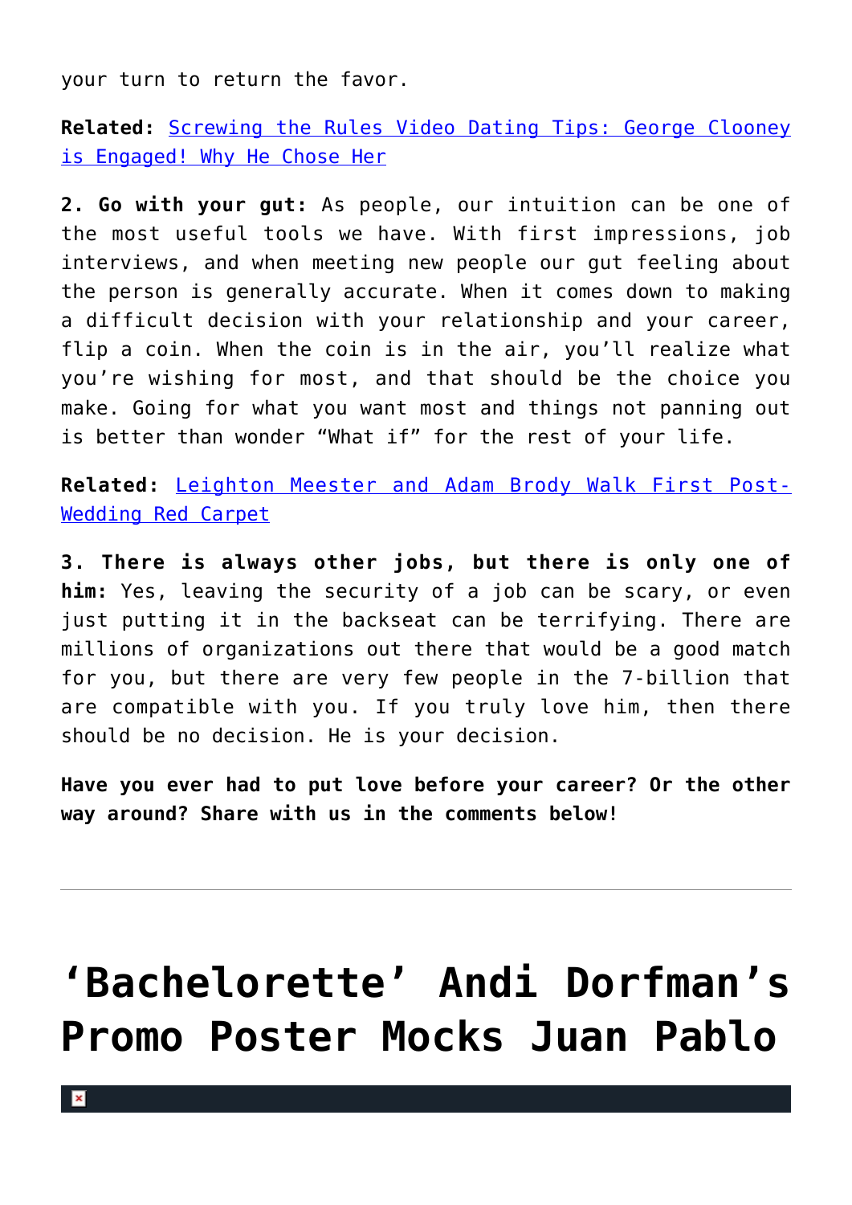your turn to return the favor.

**Related:** [Screwing the Rules Video Dating Tips: George Clooney is Engaged! Why He Chose Her]()

**2. Go with your gut:** As people, our intuition can be one of the most useful tools we have. With first impressions, job interviews, and when meeting new people our gut feeling about the person is generally accurate. When it comes down to making a difficult decision with your relationship and your career, flip a coin. When the coin is in the air, you'll realize what you're wishing for most, and that should be the choice you make. Going for what you want most and things not panning out is better than wonder "What if" for the rest of your life.

**Related:** [Leighton Meester and Adam Brody Walk First Post-Wedding Red Carpet]()

**3. There is always other jobs, but there is only one of him:** Yes, leaving the security of a job can be scary, or even just putting it in the backseat can be terrifying. There are millions of organizations out there that would be a good match for you, but there are very few people in the 7-billion that are compatible with you. If you truly love him, then there should be no decision. He is your decision.

**Have you ever had to put love before your career? Or the other way around? Share with us in the comments below!**

---

# 'Bachelorette' Andi Dorfman's Promo Poster Mocks Juan Pablo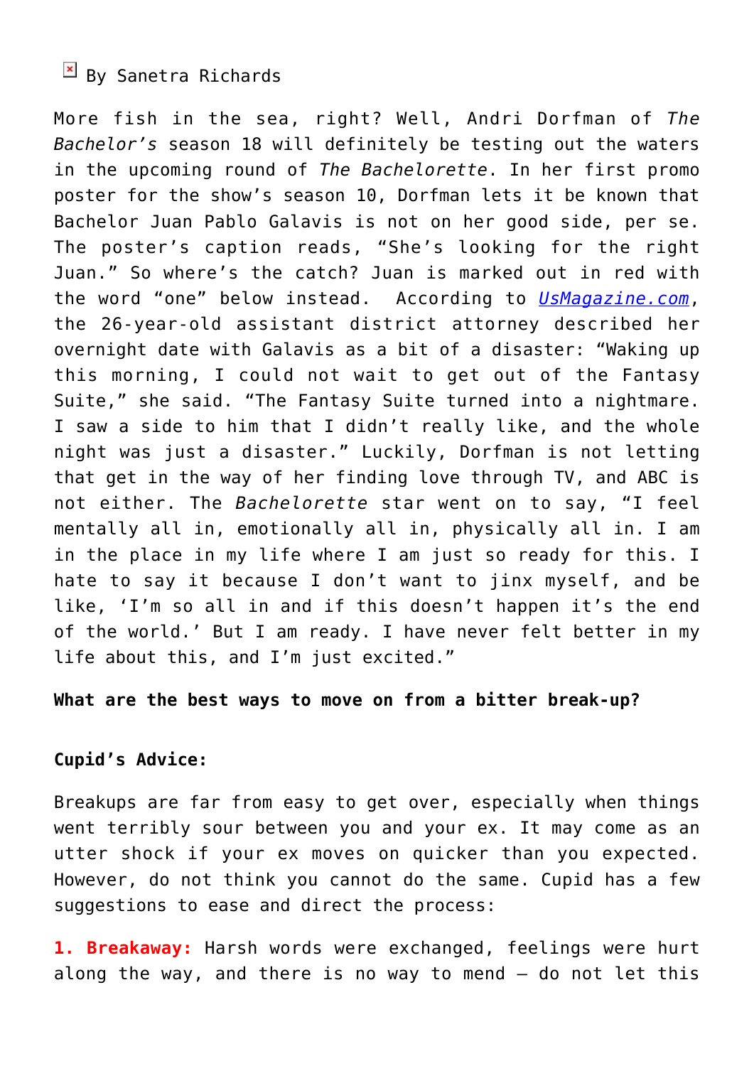By Sanetra Richards

More fish in the sea, right? Well, Andri Dorfman of *The Bachelor's* season 18 will definitely be testing out the waters in the upcoming round of *The Bachelorette*. In her first promo poster for the show's season 10, Dorfman lets it be known that Bachelor Juan Pablo Galavis is not on her good side, per se. The poster's caption reads, "She's looking for the right Juan." So where's the catch? Juan is marked out in red with the word "one" below instead. According to [UsMagazine.com](UsMagazine.com), the 26-year-old assistant district attorney described her overnight date with Galavis as a bit of a disaster: "Waking up this morning, I could not wait to get out of the Fantasy Suite," she said. "The Fantasy Suite turned into a nightmare. I saw a side to him that I didn't really like, and the whole night was just a disaster." Luckily, Dorfman is not letting that get in the way of her finding love through TV, and ABC is not either. The *Bachelorette* star went on to say, "I feel mentally all in, emotionally all in, physically all in. I am in the place in my life where I am just so ready for this. I hate to say it because I don't want to jinx myself, and be like, 'I'm so all in and if this doesn't happen it's the end of the world.' But I am ready. I have never felt better in my life about this, and I'm just excited."

**What are the best ways to move on from a bitter break-up?**

**Cupid's Advice:**

Breakups are far from easy to get over, especially when things went terribly sour between you and your ex. It may come as an utter shock if your ex moves on quicker than you expected. However, do not think you cannot do the same. Cupid has a few suggestions to ease and direct the process:

**1. Breakaway:** Harsh words were exchanged, feelings were hurt along the way, and there is no way to mend – do not let this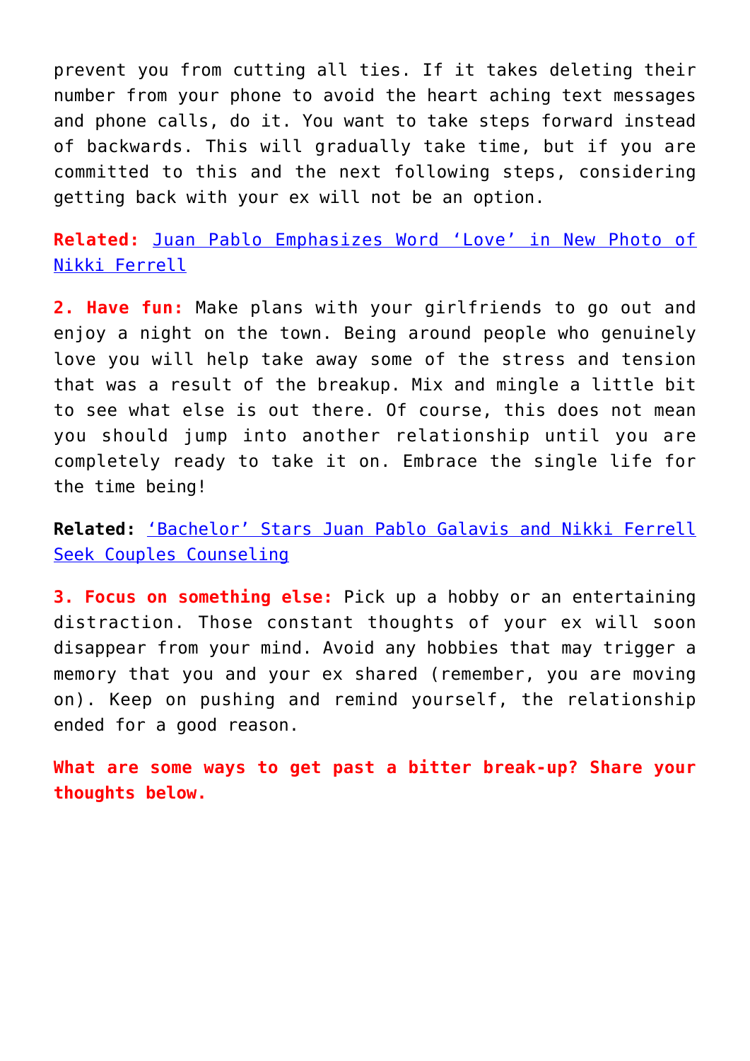prevent you from cutting all ties. If it takes deleting their number from your phone to avoid the heart aching text messages and phone calls, do it. You want to take steps forward instead of backwards. This will gradually take time, but if you are committed to this and the next following steps, considering getting back with your ex will not be an option.

**Related:** Juan Pablo Emphasizes Word 'Love' in New Photo of Nikki Ferrell

**2. Have fun:** Make plans with your girlfriends to go out and enjoy a night on the town. Being around people who genuinely love you will help take away some of the stress and tension that was a result of the breakup. Mix and mingle a little bit to see what else is out there. Of course, this does not mean you should jump into another relationship until you are completely ready to take it on. Embrace the single life for the time being!

**Related:** 'Bachelor' Stars Juan Pablo Galavis and Nikki Ferrell Seek Couples Counseling

**3. Focus on something else:** Pick up a hobby or an entertaining distraction. Those constant thoughts of your ex will soon disappear from your mind. Avoid any hobbies that may trigger a memory that you and your ex shared (remember, you are moving on). Keep on pushing and remind yourself, the relationship ended for a good reason.

**What are some ways to get past a bitter break-up? Share your thoughts below.**